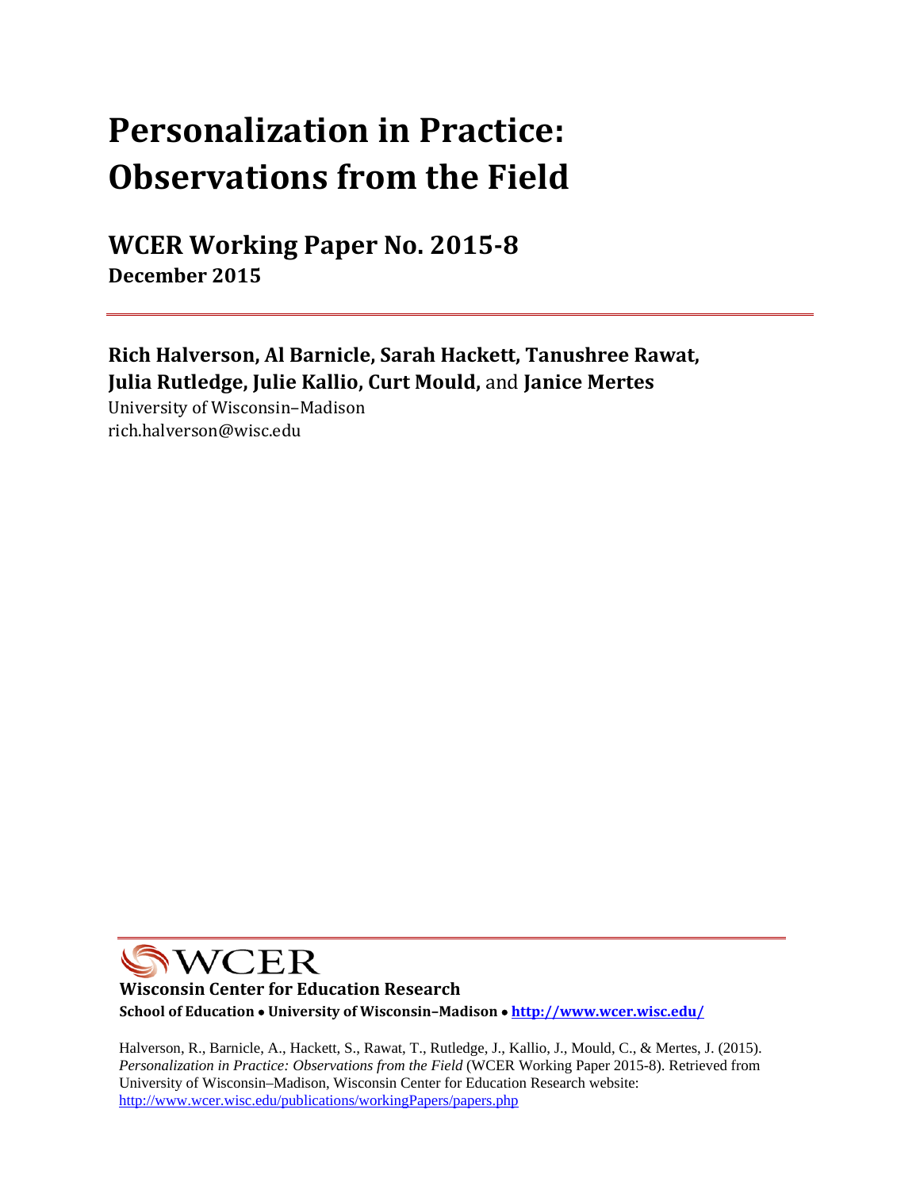# Personalization in Practice: Observations from the Field

## WCER Working Paper No. 2015-8

**December 2015**

---

**Rich Halverson, Al Barnicle, Sarah Hackett, Tanushree Rawat, Julia Rutledge, Julie Kallio, Curt Mould,** and **Janice Mertes**

University of Wisconsin–Madison
rich.halverson@wisc.edu

---

WCER

**Wisconsin Center for Education Research**

**School of Education • University of Wisconsin–Madison • http://www.wcer.wisc.edu/**

Halverson, R., Barnicle, A., Hackett, S., Rawat, T., Rutledge, J., Kallio, J., Mould, C., & Mertes, J. (2015). *Personalization in Practice: Observations from the Field* (WCER Working Paper 2015-8). Retrieved from University of Wisconsin–Madison, Wisconsin Center for Education Research website: http://www.wcer.wisc.edu/publications/workingPapers/papers.php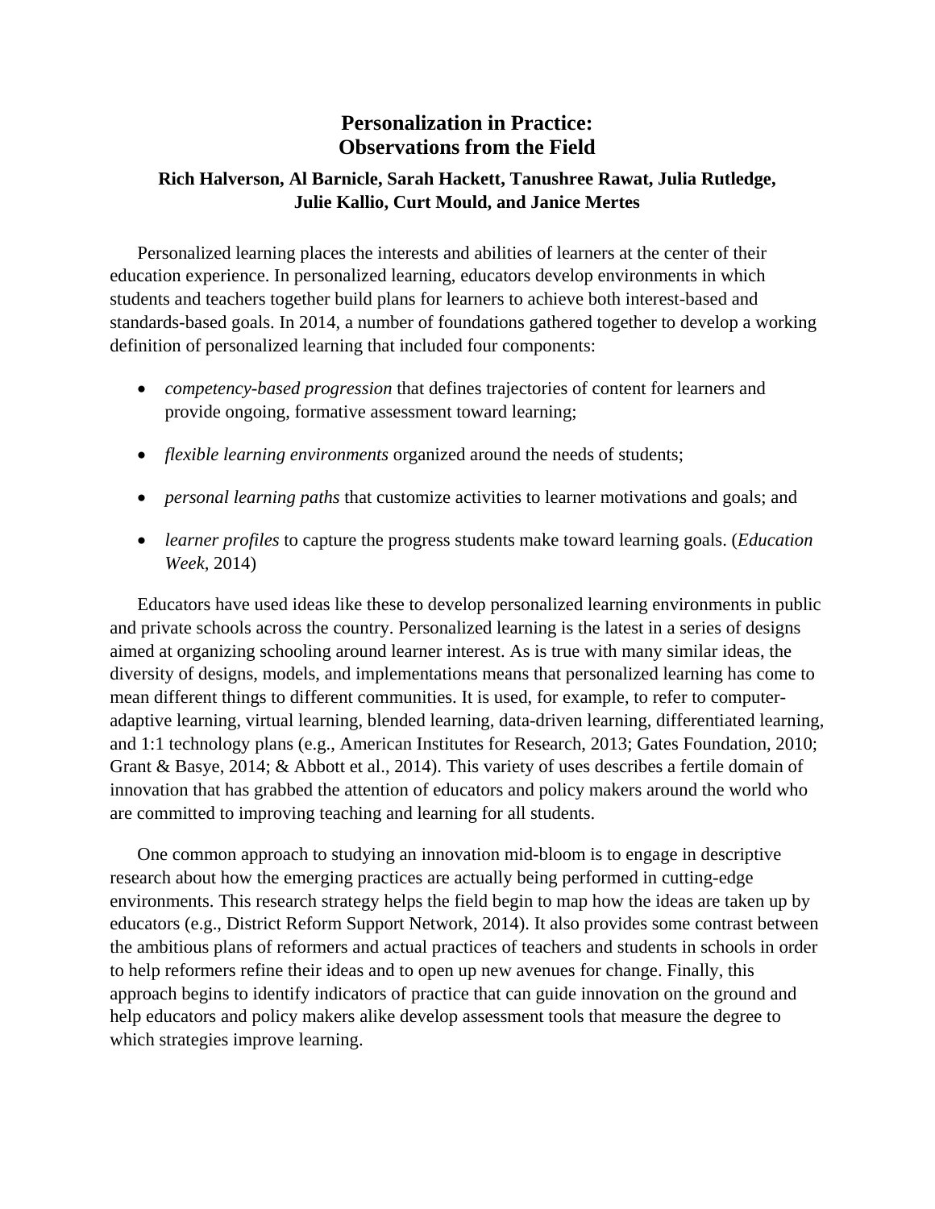# Personalization in Practice: Observations from the Field

**Rich Halverson, Al Barnicle, Sarah Hackett, Tanushree Rawat, Julia Rutledge, Julie Kallio, Curt Mould, and Janice Mertes**

Personalized learning places the interests and abilities of learners at the center of their education experience. In personalized learning, educators develop environments in which students and teachers together build plans for learners to achieve both interest-based and standards-based goals. In 2014, a number of foundations gathered together to develop a working definition of personalized learning that included four components:

- *competency-based progression* that defines trajectories of content for learners and provide ongoing, formative assessment toward learning;
- *flexible learning environments* organized around the needs of students;
- *personal learning paths* that customize activities to learner motivations and goals; and
- *learner profiles* to capture the progress students make toward learning goals. (*Education Week*, 2014)

Educators have used ideas like these to develop personalized learning environments in public and private schools across the country. Personalized learning is the latest in a series of designs aimed at organizing schooling around learner interest. As is true with many similar ideas, the diversity of designs, models, and implementations means that personalized learning has come to mean different things to different communities. It is used, for example, to refer to computer-adaptive learning, virtual learning, blended learning, data-driven learning, differentiated learning, and 1:1 technology plans (e.g., American Institutes for Research, 2013; Gates Foundation, 2010; Grant & Basye, 2014; & Abbott et al., 2014). This variety of uses describes a fertile domain of innovation that has grabbed the attention of educators and policy makers around the world who are committed to improving teaching and learning for all students.

One common approach to studying an innovation mid-bloom is to engage in descriptive research about how the emerging practices are actually being performed in cutting-edge environments. This research strategy helps the field begin to map how the ideas are taken up by educators (e.g., District Reform Support Network, 2014). It also provides some contrast between the ambitious plans of reformers and actual practices of teachers and students in schools in order to help reformers refine their ideas and to open up new avenues for change. Finally, this approach begins to identify indicators of practice that can guide innovation on the ground and help educators and policy makers alike develop assessment tools that measure the degree to which strategies improve learning.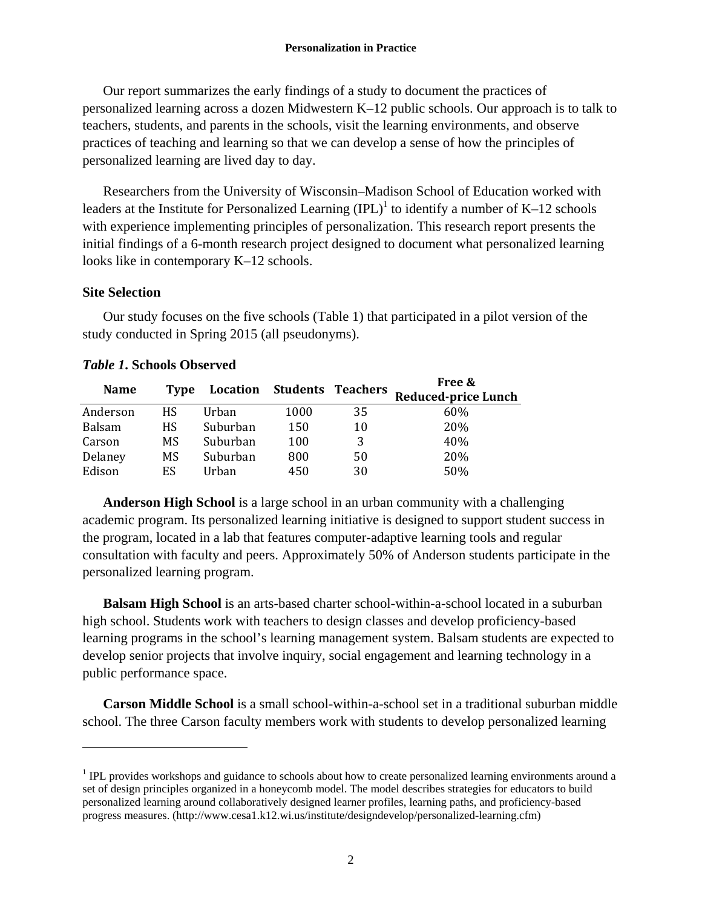Our report summarizes the early findings of a study to document the practices of personalized learning across a dozen Midwestern K–12 public schools. Our approach is to talk to teachers, students, and parents in the schools, visit the learning environments, and observe practices of teaching and learning so that we can develop a sense of how the principles of personalized learning are lived day to day.

Researchers from the University of Wisconsin–Madison School of Education worked with leaders at the Institute for Personalized Learning (IPL)[1] to identify a number of K–12 schools with experience implementing principles of personalization. This research report presents the initial findings of a 6-month research project designed to document what personalized learning looks like in contemporary K–12 schools.

### Site Selection

Our study focuses on the five schools (Table 1) that participated in a pilot version of the study conducted in Spring 2015 (all pseudonyms).

***Table 1*. Schools Observed**

| Name | Type | Location | Students | Teachers | Free & Reduced-price Lunch |
|---|---|---|---|---|---|
| Anderson | HS | Urban | 1000 | 35 | 60% |
| Balsam | HS | Suburban | 150 | 10 | 20% |
| Carson | MS | Suburban | 100 | 3 | 40% |
| Delaney | MS | Suburban | 800 | 50 | 20% |
| Edison | ES | Urban | 450 | 30 | 50% |

**Anderson High School** is a large school in an urban community with a challenging academic program. Its personalized learning initiative is designed to support student success in the program, located in a lab that features computer-adaptive learning tools and regular consultation with faculty and peers. Approximately 50% of Anderson students participate in the personalized learning program.

**Balsam High School** is an arts-based charter school-within-a-school located in a suburban high school. Students work with teachers to design classes and develop proficiency-based learning programs in the school's learning management system. Balsam students are expected to develop senior projects that involve inquiry, social engagement and learning technology in a public performance space.

**Carson Middle School** is a small school-within-a-school set in a traditional suburban middle school. The three Carson faculty members work with students to develop personalized learning

---

[1] IPL provides workshops and guidance to schools about how to create personalized learning environments around a set of design principles organized in a honeycomb model. The model describes strategies for educators to build personalized learning around collaboratively designed learner profiles, learning paths, and proficiency-based progress measures. (http://www.cesa1.k12.wi.us/institute/designdevelop/personalized-learning.cfm)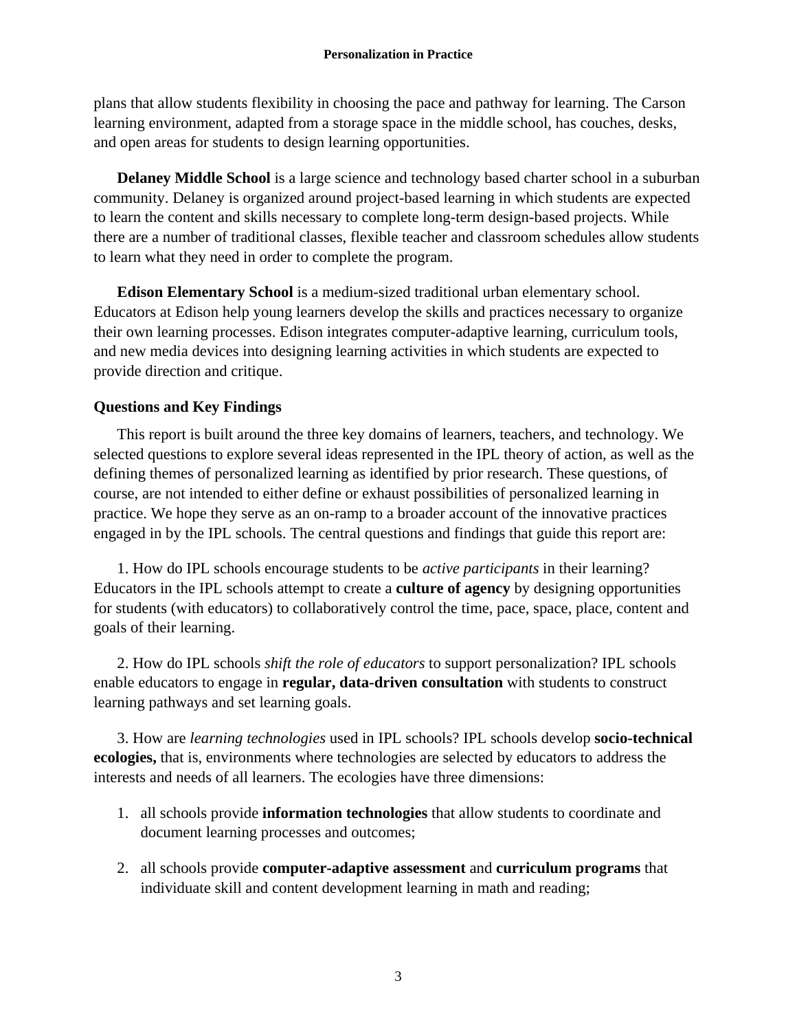plans that allow students flexibility in choosing the pace and pathway for learning. The Carson learning environment, adapted from a storage space in the middle school, has couches, desks, and open areas for students to design learning opportunities.

**Delaney Middle School** is a large science and technology based charter school in a suburban community. Delaney is organized around project-based learning in which students are expected to learn the content and skills necessary to complete long-term design-based projects. While there are a number of traditional classes, flexible teacher and classroom schedules allow students to learn what they need in order to complete the program.

**Edison Elementary School** is a medium-sized traditional urban elementary school. Educators at Edison help young learners develop the skills and practices necessary to organize their own learning processes. Edison integrates computer-adaptive learning, curriculum tools, and new media devices into designing learning activities in which students are expected to provide direction and critique.

### Questions and Key Findings

This report is built around the three key domains of learners, teachers, and technology. We selected questions to explore several ideas represented in the IPL theory of action, as well as the defining themes of personalized learning as identified by prior research. These questions, of course, are not intended to either define or exhaust possibilities of personalized learning in practice. We hope they serve as an on-ramp to a broader account of the innovative practices engaged in by the IPL schools. The central questions and findings that guide this report are:

1. How do IPL schools encourage students to be *active participants* in their learning? Educators in the IPL schools attempt to create a **culture of agency** by designing opportunities for students (with educators) to collaboratively control the time, pace, space, place, content and goals of their learning.

2. How do IPL schools *shift the role of educators* to support personalization? IPL schools enable educators to engage in **regular, data-driven consultation** with students to construct learning pathways and set learning goals.

3. How are *learning technologies* used in IPL schools? IPL schools develop **socio-technical ecologies,** that is, environments where technologies are selected by educators to address the interests and needs of all learners. The ecologies have three dimensions:

1. all schools provide **information technologies** that allow students to coordinate and document learning processes and outcomes;
2. all schools provide **computer-adaptive assessment** and **curriculum programs** that individuate skill and content development learning in math and reading;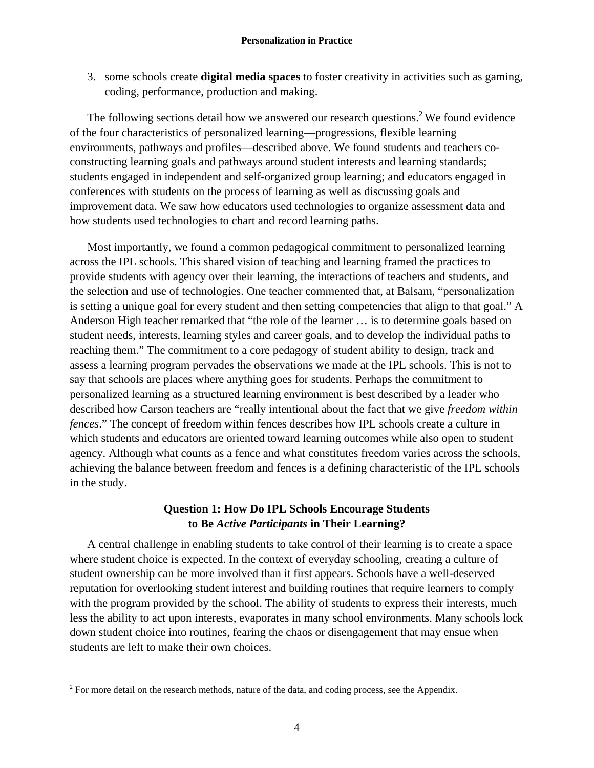3. some schools create **digital media spaces** to foster creativity in activities such as gaming, coding, performance, production and making.

The following sections detail how we answered our research questions.[2] We found evidence of the four characteristics of personalized learning—progressions, flexible learning environments, pathways and profiles—described above. We found students and teachers co-constructing learning goals and pathways around student interests and learning standards; students engaged in independent and self-organized group learning; and educators engaged in conferences with students on the process of learning as well as discussing goals and improvement data. We saw how educators used technologies to organize assessment data and how students used technologies to chart and record learning paths.

Most importantly, we found a common pedagogical commitment to personalized learning across the IPL schools. This shared vision of teaching and learning framed the practices to provide students with agency over their learning, the interactions of teachers and students, and the selection and use of technologies. One teacher commented that, at Balsam, "personalization is setting a unique goal for every student and then setting competencies that align to that goal." A Anderson High teacher remarked that "the role of the learner … is to determine goals based on student needs, interests, learning styles and career goals, and to develop the individual paths to reaching them." The commitment to a core pedagogy of student ability to design, track and assess a learning program pervades the observations we made at the IPL schools. This is not to say that schools are places where anything goes for students. Perhaps the commitment to personalized learning as a structured learning environment is best described by a leader who described how Carson teachers are "really intentional about the fact that we give *freedom within fences*." The concept of freedom within fences describes how IPL schools create a culture in which students and educators are oriented toward learning outcomes while also open to student agency. Although what counts as a fence and what constitutes freedom varies across the schools, achieving the balance between freedom and fences is a defining characteristic of the IPL schools in the study.

### Question 1: How Do IPL Schools Encourage Students to Be *Active Participants* in Their Learning?

A central challenge in enabling students to take control of their learning is to create a space where student choice is expected. In the context of everyday schooling, creating a culture of student ownership can be more involved than it first appears. Schools have a well-deserved reputation for overlooking student interest and building routines that require learners to comply with the program provided by the school. The ability of students to express their interests, much less the ability to act upon interests, evaporates in many school environments. Many schools lock down student choice into routines, fearing the chaos or disengagement that may ensue when students are left to make their own choices.

---

[2] For more detail on the research methods, nature of the data, and coding process, see the Appendix.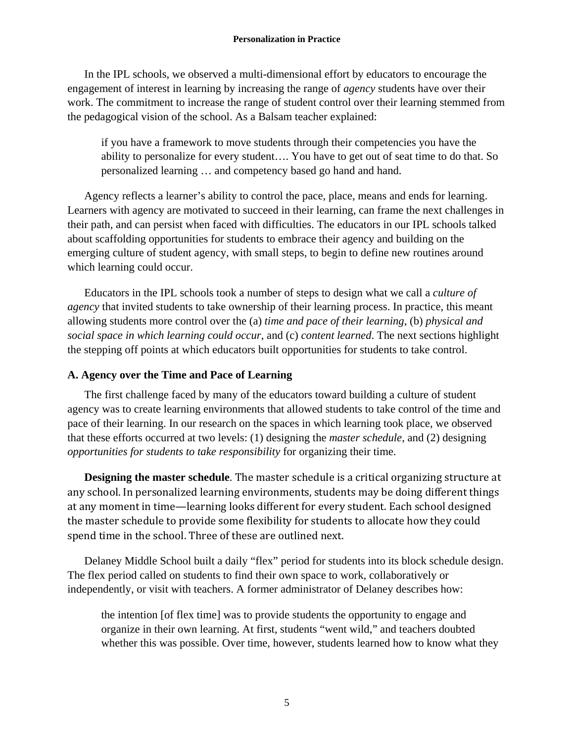In the IPL schools, we observed a multi-dimensional effort by educators to encourage the engagement of interest in learning by increasing the range of *agency* students have over their work. The commitment to increase the range of student control over their learning stemmed from the pedagogical vision of the school. As a Balsam teacher explained:

> if you have a framework to move students through their competencies you have the ability to personalize for every student…. You have to get out of seat time to do that. So personalized learning … and competency based go hand and hand.

Agency reflects a learner's ability to control the pace, place, means and ends for learning. Learners with agency are motivated to succeed in their learning, can frame the next challenges in their path, and can persist when faced with difficulties. The educators in our IPL schools talked about scaffolding opportunities for students to embrace their agency and building on the emerging culture of student agency, with small steps, to begin to define new routines around which learning could occur.

Educators in the IPL schools took a number of steps to design what we call a *culture of agency* that invited students to take ownership of their learning process. In practice, this meant allowing students more control over the (a) *time and pace of their learning*, (b) *physical and social space in which learning could occur*, and (c) *content learned*. The next sections highlight the stepping off points at which educators built opportunities for students to take control.

### A. Agency over the Time and Pace of Learning

The first challenge faced by many of the educators toward building a culture of student agency was to create learning environments that allowed students to take control of the time and pace of their learning. In our research on the spaces in which learning took place, we observed that these efforts occurred at two levels: (1) designing the *master schedule*, and (2) designing *opportunities for students to take responsibility* for organizing their time.

**Designing the master schedule**. The master schedule is a critical organizing structure at any school. In personalized learning environments, students may be doing different things at any moment in time—learning looks different for every student. Each school designed the master schedule to provide some flexibility for students to allocate how they could spend time in the school. Three of these are outlined next.

Delaney Middle School built a daily "flex" period for students into its block schedule design. The flex period called on students to find their own space to work, collaboratively or independently, or visit with teachers. A former administrator of Delaney describes how:

> the intention [of flex time] was to provide students the opportunity to engage and organize in their own learning. At first, students "went wild," and teachers doubted whether this was possible. Over time, however, students learned how to know what they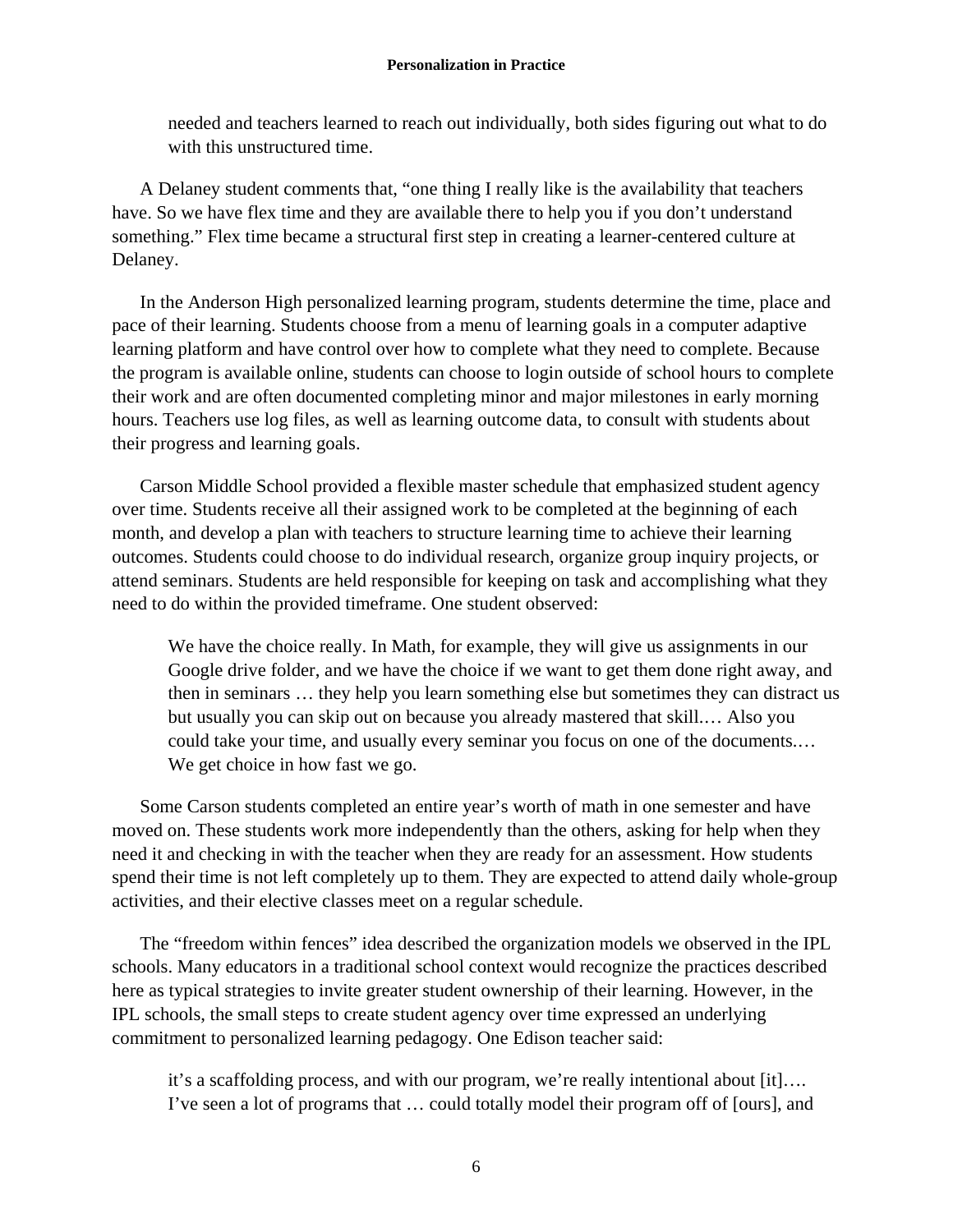> needed and teachers learned to reach out individually, both sides figuring out what to do with this unstructured time.

A Delaney student comments that, “one thing I really like is the availability that teachers have. So we have flex time and they are available there to help you if you don’t understand something.” Flex time became a structural first step in creating a learner-centered culture at Delaney.

In the Anderson High personalized learning program, students determine the time, place and pace of their learning. Students choose from a menu of learning goals in a computer adaptive learning platform and have control over how to complete what they need to complete. Because the program is available online, students can choose to login outside of school hours to complete their work and are often documented completing minor and major milestones in early morning hours. Teachers use log files, as well as learning outcome data, to consult with students about their progress and learning goals.

Carson Middle School provided a flexible master schedule that emphasized student agency over time. Students receive all their assigned work to be completed at the beginning of each month, and develop a plan with teachers to structure learning time to achieve their learning outcomes. Students could choose to do individual research, organize group inquiry projects, or attend seminars. Students are held responsible for keeping on task and accomplishing what they need to do within the provided timeframe. One student observed:

> We have the choice really. In Math, for example, they will give us assignments in our Google drive folder, and we have the choice if we want to get them done right away, and then in seminars … they help you learn something else but sometimes they can distract us but usually you can skip out on because you already mastered that skill.… Also you could take your time, and usually every seminar you focus on one of the documents.… We get choice in how fast we go.

Some Carson students completed an entire year’s worth of math in one semester and have moved on. These students work more independently than the others, asking for help when they need it and checking in with the teacher when they are ready for an assessment. How students spend their time is not left completely up to them. They are expected to attend daily whole-group activities, and their elective classes meet on a regular schedule.

The “freedom within fences” idea described the organization models we observed in the IPL schools. Many educators in a traditional school context would recognize the practices described here as typical strategies to invite greater student ownership of their learning. However, in the IPL schools, the small steps to create student agency over time expressed an underlying commitment to personalized learning pedagogy. One Edison teacher said:

> it’s a scaffolding process, and with our program, we’re really intentional about [it]…. I’ve seen a lot of programs that … could totally model their program off of [ours], and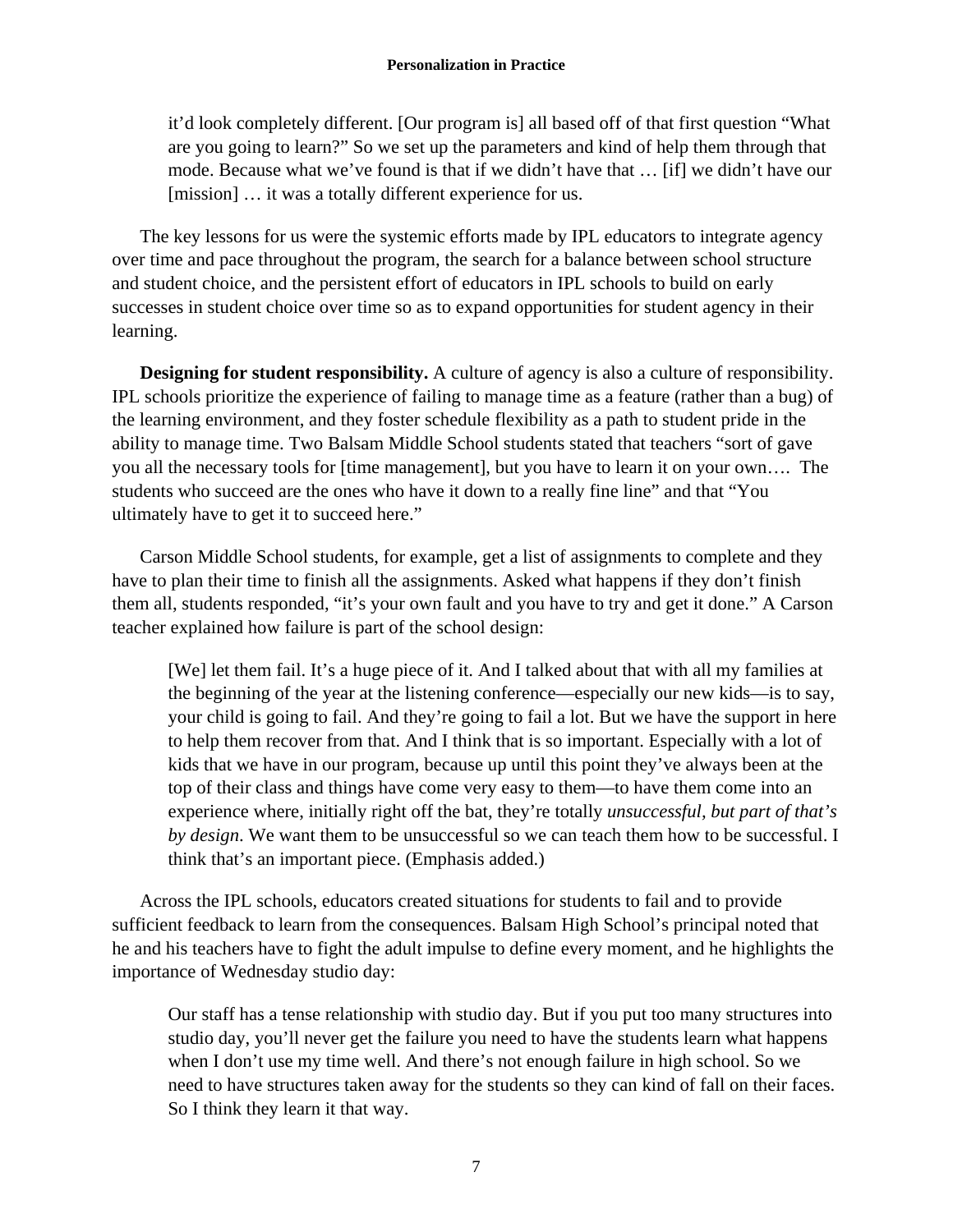> it'd look completely different. [Our program is] all based off of that first question "What are you going to learn?" So we set up the parameters and kind of help them through that mode. Because what we've found is that if we didn't have that … [if] we didn't have our [mission] … it was a totally different experience for us.

The key lessons for us were the systemic efforts made by IPL educators to integrate agency over time and pace throughout the program, the search for a balance between school structure and student choice, and the persistent effort of educators in IPL schools to build on early successes in student choice over time so as to expand opportunities for student agency in their learning.

**Designing for student responsibility.** A culture of agency is also a culture of responsibility. IPL schools prioritize the experience of failing to manage time as a feature (rather than a bug) of the learning environment, and they foster schedule flexibility as a path to student pride in the ability to manage time. Two Balsam Middle School students stated that teachers "sort of gave you all the necessary tools for [time management], but you have to learn it on your own…. The students who succeed are the ones who have it down to a really fine line" and that "You ultimately have to get it to succeed here."

Carson Middle School students, for example, get a list of assignments to complete and they have to plan their time to finish all the assignments. Asked what happens if they don't finish them all, students responded, "it's your own fault and you have to try and get it done." A Carson teacher explained how failure is part of the school design:

> [We] let them fail. It's a huge piece of it. And I talked about that with all my families at the beginning of the year at the listening conference—especially our new kids—is to say, your child is going to fail. And they're going to fail a lot. But we have the support in here to help them recover from that. And I think that is so important. Especially with a lot of kids that we have in our program, because up until this point they've always been at the top of their class and things have come very easy to them—to have them come into an experience where, initially right off the bat, they're totally *unsuccessful, but part of that's by design*. We want them to be unsuccessful so we can teach them how to be successful. I think that's an important piece. (Emphasis added.)

Across the IPL schools, educators created situations for students to fail and to provide sufficient feedback to learn from the consequences. Balsam High School's principal noted that he and his teachers have to fight the adult impulse to define every moment, and he highlights the importance of Wednesday studio day:

> Our staff has a tense relationship with studio day. But if you put too many structures into studio day, you'll never get the failure you need to have the students learn what happens when I don't use my time well. And there's not enough failure in high school. So we need to have structures taken away for the students so they can kind of fall on their faces. So I think they learn it that way.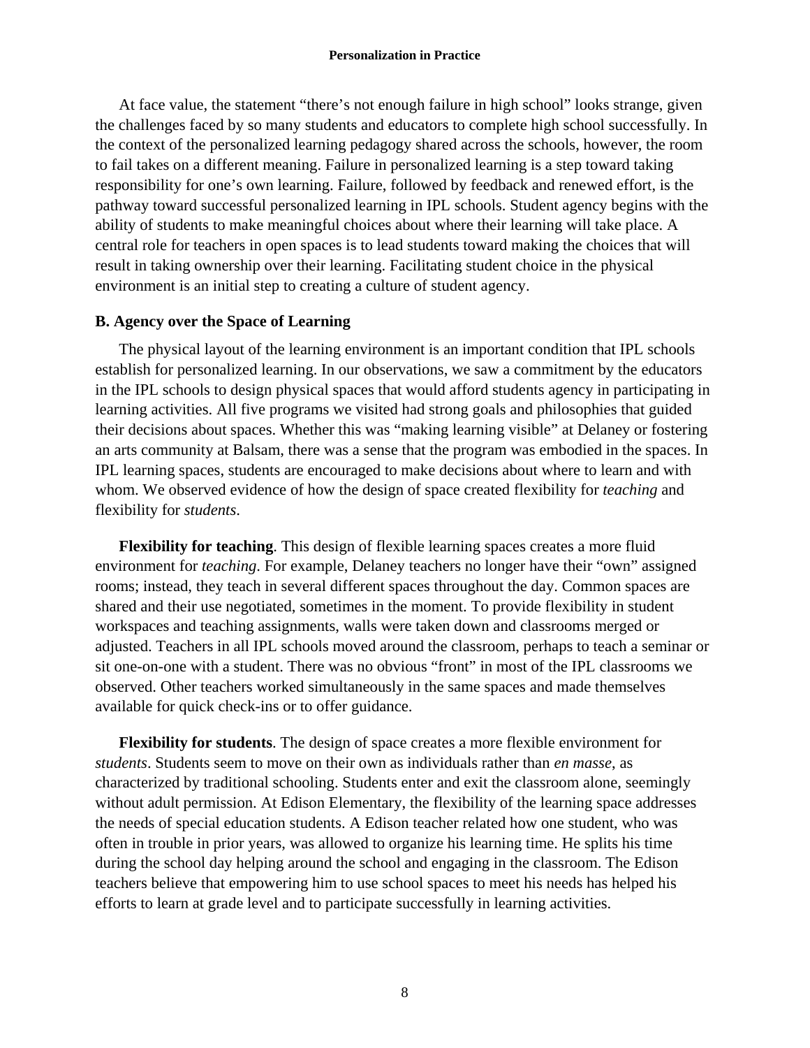At face value, the statement “there’s not enough failure in high school” looks strange, given the challenges faced by so many students and educators to complete high school successfully. In the context of the personalized learning pedagogy shared across the schools, however, the room to fail takes on a different meaning. Failure in personalized learning is a step toward taking responsibility for one’s own learning. Failure, followed by feedback and renewed effort, is the pathway toward successful personalized learning in IPL schools. Student agency begins with the ability of students to make meaningful choices about where their learning will take place. A central role for teachers in open spaces is to lead students toward making the choices that will result in taking ownership over their learning. Facilitating student choice in the physical environment is an initial step to creating a culture of student agency.

### B. Agency over the Space of Learning

The physical layout of the learning environment is an important condition that IPL schools establish for personalized learning. In our observations, we saw a commitment by the educators in the IPL schools to design physical spaces that would afford students agency in participating in learning activities. All five programs we visited had strong goals and philosophies that guided their decisions about spaces. Whether this was “making learning visible” at Delaney or fostering an arts community at Balsam, there was a sense that the program was embodied in the spaces. In IPL learning spaces, students are encouraged to make decisions about where to learn and with whom. We observed evidence of how the design of space created flexibility for *teaching* and flexibility for *students*.

**Flexibility for teaching**. This design of flexible learning spaces creates a more fluid environment for *teaching*. For example, Delaney teachers no longer have their “own” assigned rooms; instead, they teach in several different spaces throughout the day. Common spaces are shared and their use negotiated, sometimes in the moment. To provide flexibility in student workspaces and teaching assignments, walls were taken down and classrooms merged or adjusted. Teachers in all IPL schools moved around the classroom, perhaps to teach a seminar or sit one-on-one with a student. There was no obvious “front” in most of the IPL classrooms we observed. Other teachers worked simultaneously in the same spaces and made themselves available for quick check-ins or to offer guidance.

**Flexibility for students**. The design of space creates a more flexible environment for *students*. Students seem to move on their own as individuals rather than *en masse*, as characterized by traditional schooling. Students enter and exit the classroom alone, seemingly without adult permission. At Edison Elementary, the flexibility of the learning space addresses the needs of special education students. A Edison teacher related how one student, who was often in trouble in prior years, was allowed to organize his learning time. He splits his time during the school day helping around the school and engaging in the classroom. The Edison teachers believe that empowering him to use school spaces to meet his needs has helped his efforts to learn at grade level and to participate successfully in learning activities.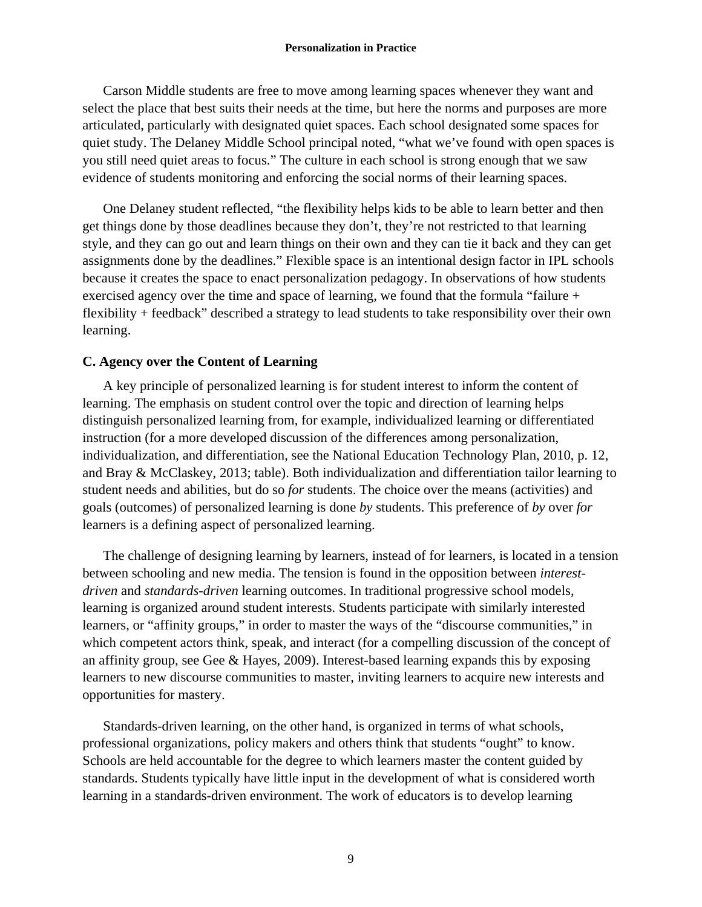Carson Middle students are free to move among learning spaces whenever they want and select the place that best suits their needs at the time, but here the norms and purposes are more articulated, particularly with designated quiet spaces. Each school designated some spaces for quiet study. The Delaney Middle School principal noted, "what we've found with open spaces is you still need quiet areas to focus." The culture in each school is strong enough that we saw evidence of students monitoring and enforcing the social norms of their learning spaces.

One Delaney student reflected, "the flexibility helps kids to be able to learn better and then get things done by those deadlines because they don't, they're not restricted to that learning style, and they can go out and learn things on their own and they can tie it back and they can get assignments done by the deadlines." Flexible space is an intentional design factor in IPL schools because it creates the space to enact personalization pedagogy. In observations of how students exercised agency over the time and space of learning, we found that the formula "failure + flexibility + feedback" described a strategy to lead students to take responsibility over their own learning.

### C. Agency over the Content of Learning

A key principle of personalized learning is for student interest to inform the content of learning. The emphasis on student control over the topic and direction of learning helps distinguish personalized learning from, for example, individualized learning or differentiated instruction (for a more developed discussion of the differences among personalization, individualization, and differentiation, see the National Education Technology Plan, 2010, p. 12, and Bray & McClaskey, 2013; table). Both individualization and differentiation tailor learning to student needs and abilities, but do so *for* students. The choice over the means (activities) and goals (outcomes) of personalized learning is done *by* students. This preference of *by* over *for* learners is a defining aspect of personalized learning.

The challenge of designing learning by learners, instead of for learners, is located in a tension between schooling and new media. The tension is found in the opposition between *interest-driven* and *standards-driven* learning outcomes. In traditional progressive school models, learning is organized around student interests. Students participate with similarly interested learners, or "affinity groups," in order to master the ways of the "discourse communities," in which competent actors think, speak, and interact (for a compelling discussion of the concept of an affinity group, see Gee & Hayes, 2009). Interest-based learning expands this by exposing learners to new discourse communities to master, inviting learners to acquire new interests and opportunities for mastery.

Standards-driven learning, on the other hand, is organized in terms of what schools, professional organizations, policy makers and others think that students "ought" to know. Schools are held accountable for the degree to which learners master the content guided by standards. Students typically have little input in the development of what is considered worth learning in a standards-driven environment. The work of educators is to develop learning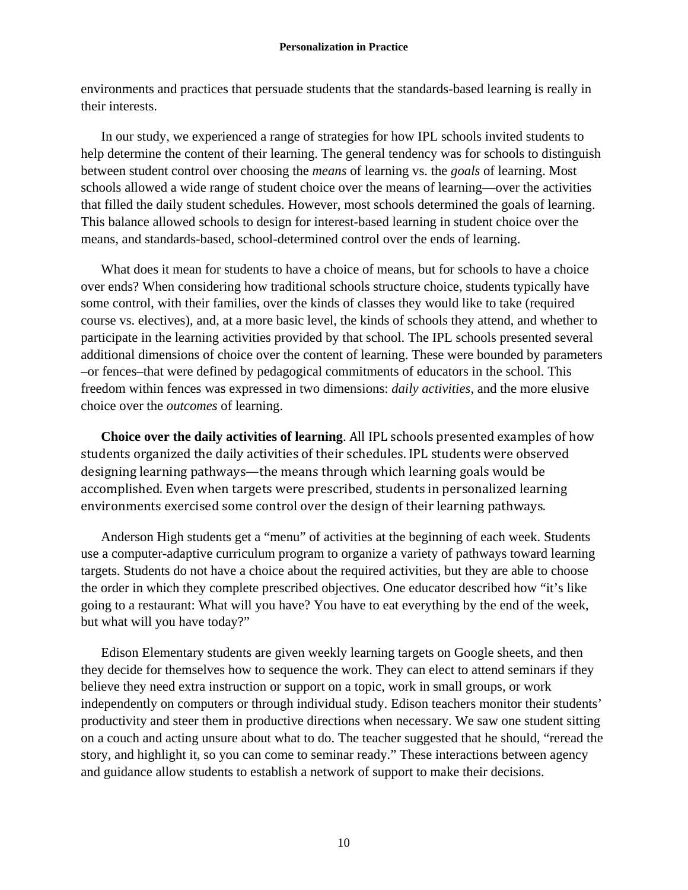environments and practices that persuade students that the standards-based learning is really in their interests.

In our study, we experienced a range of strategies for how IPL schools invited students to help determine the content of their learning. The general tendency was for schools to distinguish between student control over choosing the *means* of learning vs. the *goals* of learning. Most schools allowed a wide range of student choice over the means of learning—over the activities that filled the daily student schedules. However, most schools determined the goals of learning. This balance allowed schools to design for interest-based learning in student choice over the means, and standards-based, school-determined control over the ends of learning.

What does it mean for students to have a choice of means, but for schools to have a choice over ends? When considering how traditional schools structure choice, students typically have some control, with their families, over the kinds of classes they would like to take (required course vs. electives), and, at a more basic level, the kinds of schools they attend, and whether to participate in the learning activities provided by that school. The IPL schools presented several additional dimensions of choice over the content of learning. These were bounded by parameters –or fences–that were defined by pedagogical commitments of educators in the school. This freedom within fences was expressed in two dimensions: *daily activities*, and the more elusive choice over the *outcomes* of learning.

**Choice over the daily activities of learning**. All IPL schools presented examples of how students organized the daily activities of their schedules. IPL students were observed designing learning pathways—the means through which learning goals would be accomplished. Even when targets were prescribed, students in personalized learning environments exercised some control over the design of their learning pathways.

Anderson High students get a "menu" of activities at the beginning of each week. Students use a computer-adaptive curriculum program to organize a variety of pathways toward learning targets. Students do not have a choice about the required activities, but they are able to choose the order in which they complete prescribed objectives. One educator described how "it's like going to a restaurant: What will you have? You have to eat everything by the end of the week, but what will you have today?"

Edison Elementary students are given weekly learning targets on Google sheets, and then they decide for themselves how to sequence the work. They can elect to attend seminars if they believe they need extra instruction or support on a topic, work in small groups, or work independently on computers or through individual study. Edison teachers monitor their students' productivity and steer them in productive directions when necessary. We saw one student sitting on a couch and acting unsure about what to do. The teacher suggested that he should, "reread the story, and highlight it, so you can come to seminar ready." These interactions between agency and guidance allow students to establish a network of support to make their decisions.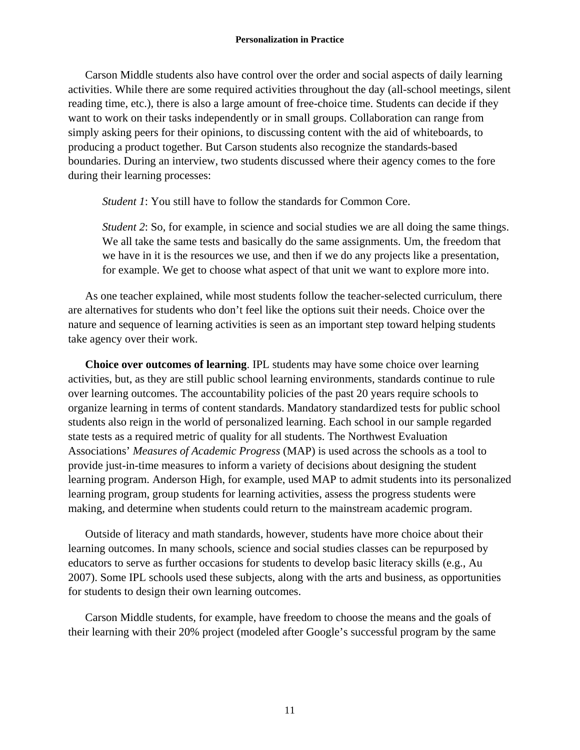Carson Middle students also have control over the order and social aspects of daily learning activities. While there are some required activities throughout the day (all-school meetings, silent reading time, etc.), there is also a large amount of free-choice time. Students can decide if they want to work on their tasks independently or in small groups. Collaboration can range from simply asking peers for their opinions, to discussing content with the aid of whiteboards, to producing a product together. But Carson students also recognize the standards-based boundaries. During an interview, two students discussed where their agency comes to the fore during their learning processes:

> *Student 1*: You still have to follow the standards for Common Core.
>
> *Student 2*: So, for example, in science and social studies we are all doing the same things. We all take the same tests and basically do the same assignments. Um, the freedom that we have in it is the resources we use, and then if we do any projects like a presentation, for example. We get to choose what aspect of that unit we want to explore more into.

As one teacher explained, while most students follow the teacher-selected curriculum, there are alternatives for students who don't feel like the options suit their needs. Choice over the nature and sequence of learning activities is seen as an important step toward helping students take agency over their work.

**Choice over outcomes of learning**. IPL students may have some choice over learning activities, but, as they are still public school learning environments, standards continue to rule over learning outcomes. The accountability policies of the past 20 years require schools to organize learning in terms of content standards. Mandatory standardized tests for public school students also reign in the world of personalized learning. Each school in our sample regarded state tests as a required metric of quality for all students. The Northwest Evaluation Associations' *Measures of Academic Progress* (MAP) is used across the schools as a tool to provide just-in-time measures to inform a variety of decisions about designing the student learning program. Anderson High, for example, used MAP to admit students into its personalized learning program, group students for learning activities, assess the progress students were making, and determine when students could return to the mainstream academic program.

Outside of literacy and math standards, however, students have more choice about their learning outcomes. In many schools, science and social studies classes can be repurposed by educators to serve as further occasions for students to develop basic literacy skills (e.g., Au 2007). Some IPL schools used these subjects, along with the arts and business, as opportunities for students to design their own learning outcomes.

Carson Middle students, for example, have freedom to choose the means and the goals of their learning with their 20% project (modeled after Google's successful program by the same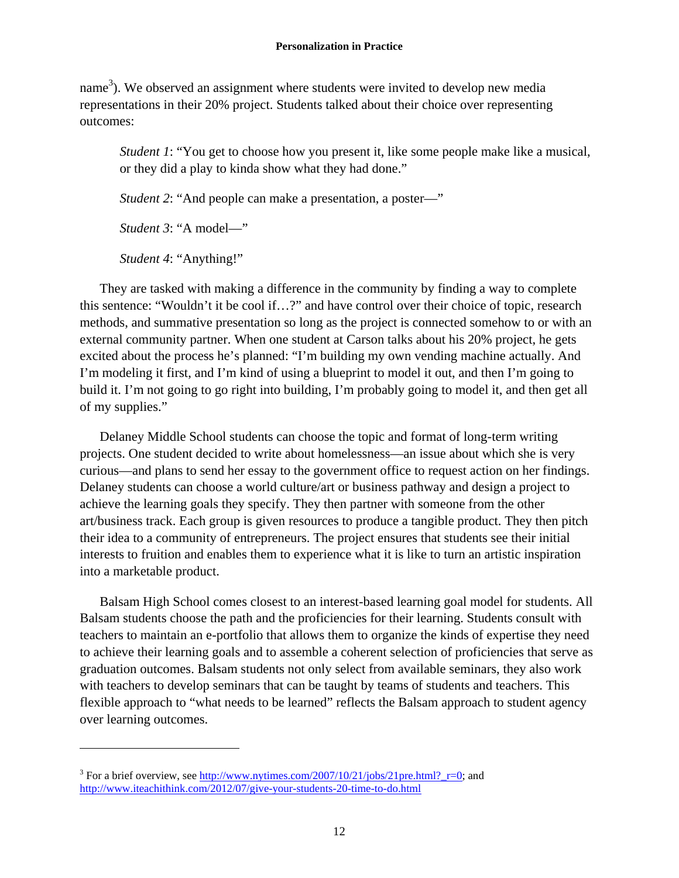name[3]). We observed an assignment where students were invited to develop new media representations in their 20% project. Students talked about their choice over representing outcomes:

> *Student 1*: "You get to choose how you present it, like some people make like a musical, or they did a play to kinda show what they had done."
>
> *Student 2*: "And people can make a presentation, a poster—"
>
> *Student 3*: "A model—"
>
> *Student 4*: "Anything!"

They are tasked with making a difference in the community by finding a way to complete this sentence: "Wouldn't it be cool if…?" and have control over their choice of topic, research methods, and summative presentation so long as the project is connected somehow to or with an external community partner. When one student at Carson talks about his 20% project, he gets excited about the process he's planned: "I'm building my own vending machine actually. And I'm modeling it first, and I'm kind of using a blueprint to model it out, and then I'm going to build it. I'm not going to go right into building, I'm probably going to model it, and then get all of my supplies."

Delaney Middle School students can choose the topic and format of long-term writing projects. One student decided to write about homelessness—an issue about which she is very curious—and plans to send her essay to the government office to request action on her findings. Delaney students can choose a world culture/art or business pathway and design a project to achieve the learning goals they specify. They then partner with someone from the other art/business track. Each group is given resources to produce a tangible product. They then pitch their idea to a community of entrepreneurs. The project ensures that students see their initial interests to fruition and enables them to experience what it is like to turn an artistic inspiration into a marketable product.

Balsam High School comes closest to an interest-based learning goal model for students. All Balsam students choose the path and the proficiencies for their learning. Students consult with teachers to maintain an e-portfolio that allows them to organize the kinds of expertise they need to achieve their learning goals and to assemble a coherent selection of proficiencies that serve as graduation outcomes. Balsam students not only select from available seminars, they also work with teachers to develop seminars that can be taught by teams of students and teachers. This flexible approach to "what needs to be learned" reflects the Balsam approach to student agency over learning outcomes.

---

[3] For a brief overview, see http://www.nytimes.com/2007/10/21/jobs/21pre.html?_r=0; and http://www.iteachithink.com/2012/07/give-your-students-20-time-to-do.html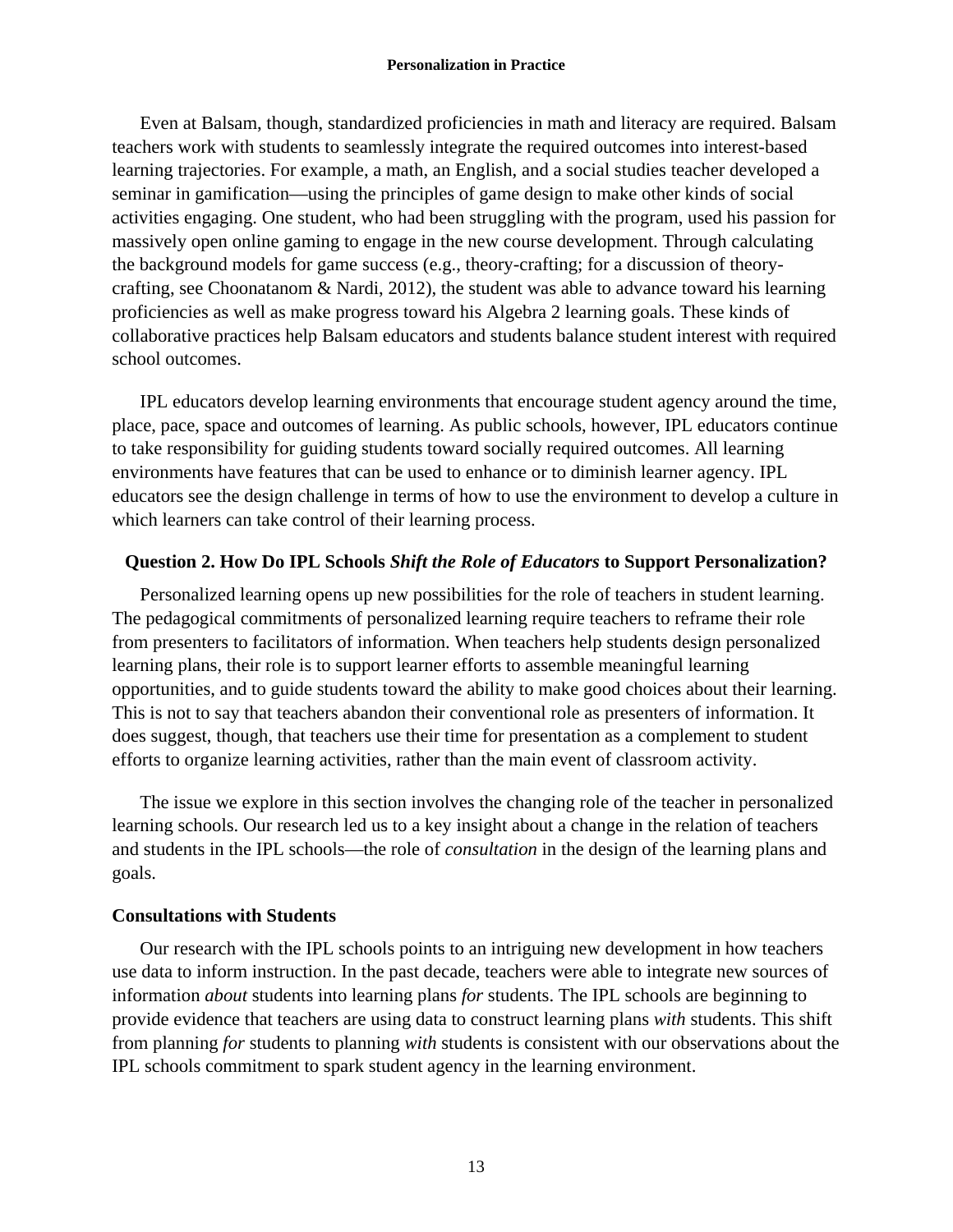Even at Balsam, though, standardized proficiencies in math and literacy are required. Balsam teachers work with students to seamlessly integrate the required outcomes into interest-based learning trajectories. For example, a math, an English, and a social studies teacher developed a seminar in gamification—using the principles of game design to make other kinds of social activities engaging. One student, who had been struggling with the program, used his passion for massively open online gaming to engage in the new course development. Through calculating the background models for game success (e.g., theory-crafting; for a discussion of theory-crafting, see Choonatanom & Nardi, 2012), the student was able to advance toward his learning proficiencies as well as make progress toward his Algebra 2 learning goals. These kinds of collaborative practices help Balsam educators and students balance student interest with required school outcomes.

IPL educators develop learning environments that encourage student agency around the time, place, pace, space and outcomes of learning. As public schools, however, IPL educators continue to take responsibility for guiding students toward socially required outcomes. All learning environments have features that can be used to enhance or to diminish learner agency. IPL educators see the design challenge in terms of how to use the environment to develop a culture in which learners can take control of their learning process.

### Question 2. How Do IPL Schools *Shift the Role of Educators* to Support Personalization?

Personalized learning opens up new possibilities for the role of teachers in student learning. The pedagogical commitments of personalized learning require teachers to reframe their role from presenters to facilitators of information. When teachers help students design personalized learning plans, their role is to support learner efforts to assemble meaningful learning opportunities, and to guide students toward the ability to make good choices about their learning. This is not to say that teachers abandon their conventional role as presenters of information. It does suggest, though, that teachers use their time for presentation as a complement to student efforts to organize learning activities, rather than the main event of classroom activity.

The issue we explore in this section involves the changing role of the teacher in personalized learning schools. Our research led us to a key insight about a change in the relation of teachers and students in the IPL schools—the role of *consultation* in the design of the learning plans and goals.

#### Consultations with Students

Our research with the IPL schools points to an intriguing new development in how teachers use data to inform instruction. In the past decade, teachers were able to integrate new sources of information *about* students into learning plans *for* students. The IPL schools are beginning to provide evidence that teachers are using data to construct learning plans *with* students. This shift from planning *for* students to planning *with* students is consistent with our observations about the IPL schools commitment to spark student agency in the learning environment.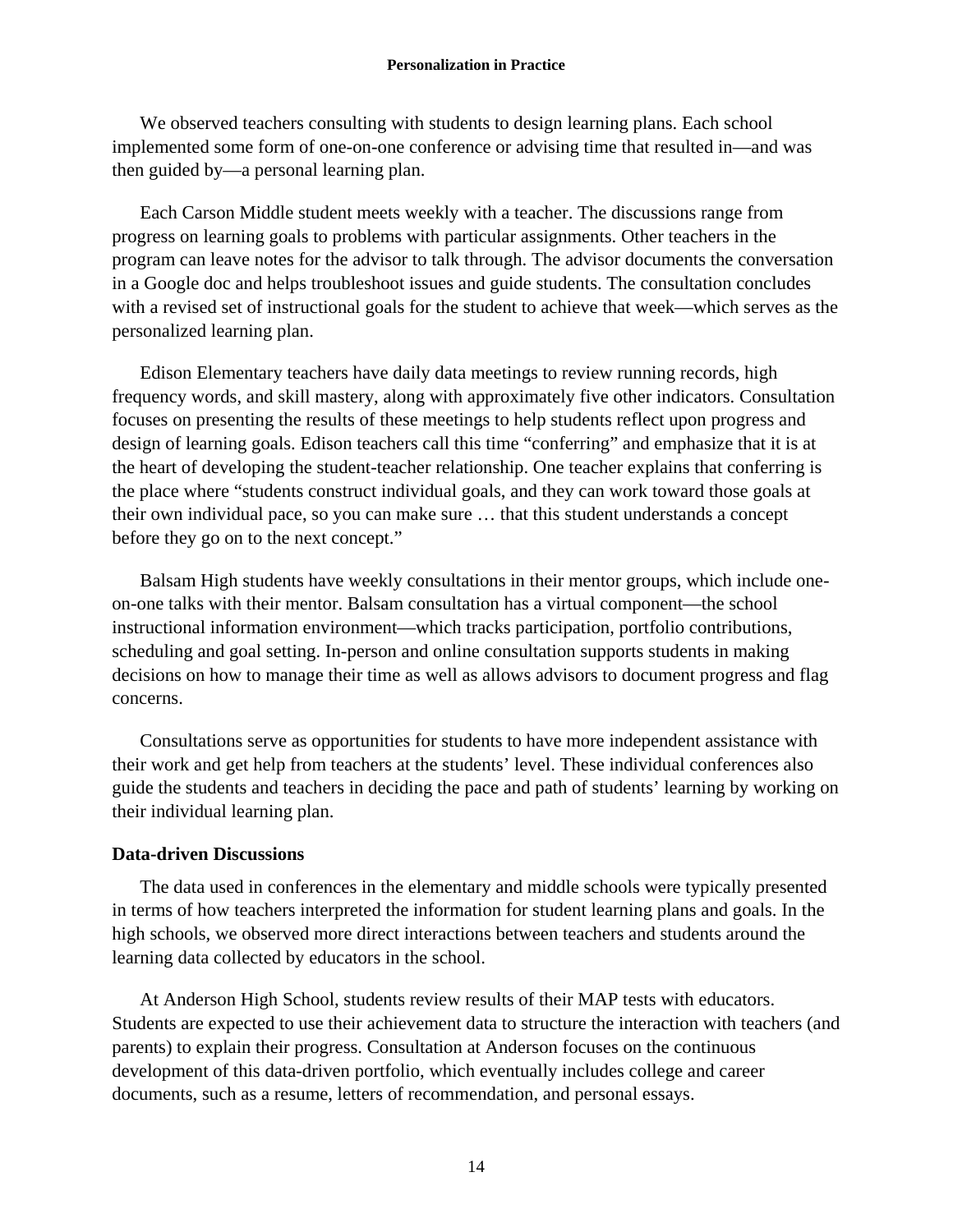We observed teachers consulting with students to design learning plans. Each school implemented some form of one-on-one conference or advising time that resulted in—and was then guided by—a personal learning plan.

Each Carson Middle student meets weekly with a teacher. The discussions range from progress on learning goals to problems with particular assignments. Other teachers in the program can leave notes for the advisor to talk through. The advisor documents the conversation in a Google doc and helps troubleshoot issues and guide students. The consultation concludes with a revised set of instructional goals for the student to achieve that week—which serves as the personalized learning plan.

Edison Elementary teachers have daily data meetings to review running records, high frequency words, and skill mastery, along with approximately five other indicators. Consultation focuses on presenting the results of these meetings to help students reflect upon progress and design of learning goals. Edison teachers call this time "conferring" and emphasize that it is at the heart of developing the student-teacher relationship. One teacher explains that conferring is the place where "students construct individual goals, and they can work toward those goals at their own individual pace, so you can make sure … that this student understands a concept before they go on to the next concept."

Balsam High students have weekly consultations in their mentor groups, which include one-on-one talks with their mentor. Balsam consultation has a virtual component—the school instructional information environment—which tracks participation, portfolio contributions, scheduling and goal setting. In-person and online consultation supports students in making decisions on how to manage their time as well as allows advisors to document progress and flag concerns.

Consultations serve as opportunities for students to have more independent assistance with their work and get help from teachers at the students' level. These individual conferences also guide the students and teachers in deciding the pace and path of students' learning by working on their individual learning plan.

### Data-driven Discussions

The data used in conferences in the elementary and middle schools were typically presented in terms of how teachers interpreted the information for student learning plans and goals. In the high schools, we observed more direct interactions between teachers and students around the learning data collected by educators in the school.

At Anderson High School, students review results of their MAP tests with educators. Students are expected to use their achievement data to structure the interaction with teachers (and parents) to explain their progress. Consultation at Anderson focuses on the continuous development of this data-driven portfolio, which eventually includes college and career documents, such as a resume, letters of recommendation, and personal essays.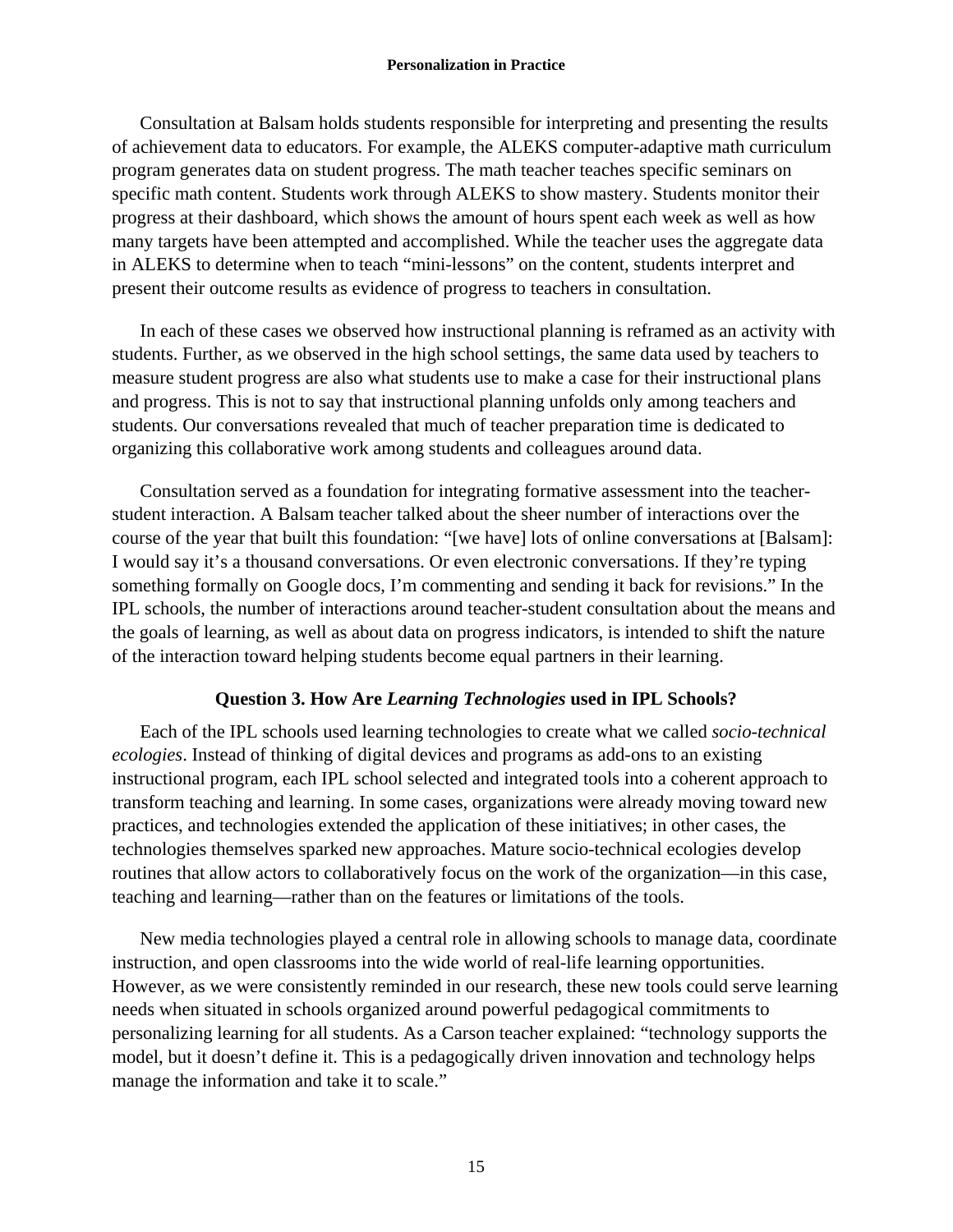Consultation at Balsam holds students responsible for interpreting and presenting the results of achievement data to educators. For example, the ALEKS computer-adaptive math curriculum program generates data on student progress. The math teacher teaches specific seminars on specific math content. Students work through ALEKS to show mastery. Students monitor their progress at their dashboard, which shows the amount of hours spent each week as well as how many targets have been attempted and accomplished. While the teacher uses the aggregate data in ALEKS to determine when to teach "mini-lessons" on the content, students interpret and present their outcome results as evidence of progress to teachers in consultation.

In each of these cases we observed how instructional planning is reframed as an activity with students. Further, as we observed in the high school settings, the same data used by teachers to measure student progress are also what students use to make a case for their instructional plans and progress. This is not to say that instructional planning unfolds only among teachers and students. Our conversations revealed that much of teacher preparation time is dedicated to organizing this collaborative work among students and colleagues around data.

Consultation served as a foundation for integrating formative assessment into the teacher-student interaction. A Balsam teacher talked about the sheer number of interactions over the course of the year that built this foundation: "[we have] lots of online conversations at [Balsam]: I would say it's a thousand conversations. Or even electronic conversations. If they're typing something formally on Google docs, I'm commenting and sending it back for revisions." In the IPL schools, the number of interactions around teacher-student consultation about the means and the goals of learning, as well as about data on progress indicators, is intended to shift the nature of the interaction toward helping students become equal partners in their learning.

### Question 3. How Are *Learning Technologies* used in IPL Schools?

Each of the IPL schools used learning technologies to create what we called *socio-technical ecologies*. Instead of thinking of digital devices and programs as add-ons to an existing instructional program, each IPL school selected and integrated tools into a coherent approach to transform teaching and learning. In some cases, organizations were already moving toward new practices, and technologies extended the application of these initiatives; in other cases, the technologies themselves sparked new approaches. Mature socio-technical ecologies develop routines that allow actors to collaboratively focus on the work of the organization—in this case, teaching and learning—rather than on the features or limitations of the tools.

New media technologies played a central role in allowing schools to manage data, coordinate instruction, and open classrooms into the wide world of real-life learning opportunities. However, as we were consistently reminded in our research, these new tools could serve learning needs when situated in schools organized around powerful pedagogical commitments to personalizing learning for all students. As a Carson teacher explained: "technology supports the model, but it doesn't define it. This is a pedagogically driven innovation and technology helps manage the information and take it to scale."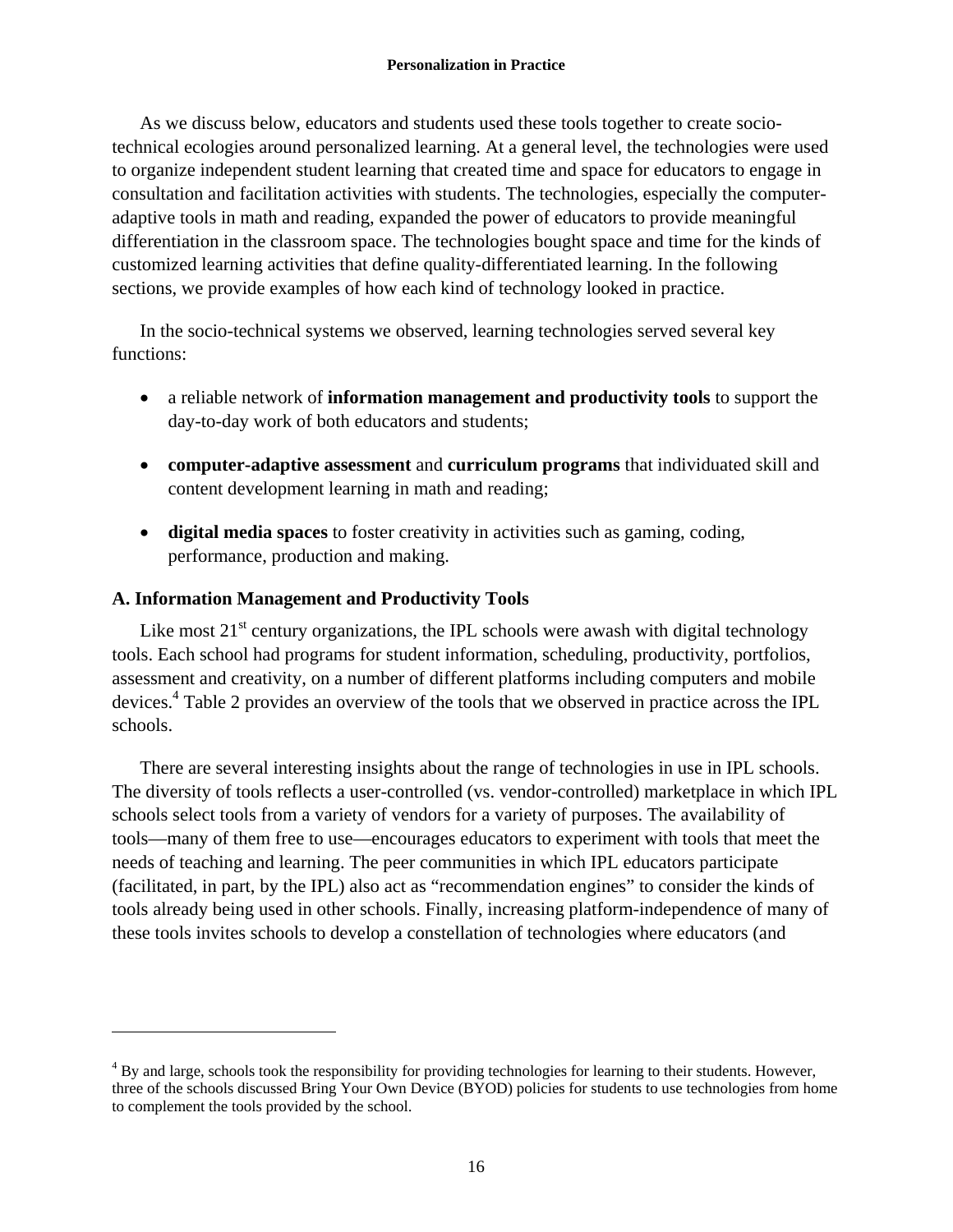As we discuss below, educators and students used these tools together to create socio-technical ecologies around personalized learning. At a general level, the technologies were used to organize independent student learning that created time and space for educators to engage in consultation and facilitation activities with students. The technologies, especially the computer-adaptive tools in math and reading, expanded the power of educators to provide meaningful differentiation in the classroom space. The technologies bought space and time for the kinds of customized learning activities that define quality-differentiated learning. In the following sections, we provide examples of how each kind of technology looked in practice.

In the socio-technical systems we observed, learning technologies served several key functions:

- a reliable network of **information management and productivity tools** to support the day-to-day work of both educators and students;
- **computer-adaptive assessment** and **curriculum programs** that individuated skill and content development learning in math and reading;
- **digital media spaces** to foster creativity in activities such as gaming, coding, performance, production and making.

### A. Information Management and Productivity Tools

Like most 21st century organizations, the IPL schools were awash with digital technology tools. Each school had programs for student information, scheduling, productivity, portfolios, assessment and creativity, on a number of different platforms including computers and mobile devices.[4] Table 2 provides an overview of the tools that we observed in practice across the IPL schools.

There are several interesting insights about the range of technologies in use in IPL schools. The diversity of tools reflects a user-controlled (vs. vendor-controlled) marketplace in which IPL schools select tools from a variety of vendors for a variety of purposes. The availability of tools—many of them free to use—encourages educators to experiment with tools that meet the needs of teaching and learning. The peer communities in which IPL educators participate (facilitated, in part, by the IPL) also act as "recommendation engines" to consider the kinds of tools already being used in other schools. Finally, increasing platform-independence of many of these tools invites schools to develop a constellation of technologies where educators (and

---

[4] By and large, schools took the responsibility for providing technologies for learning to their students. However, three of the schools discussed Bring Your Own Device (BYOD) policies for students to use technologies from home to complement the tools provided by the school.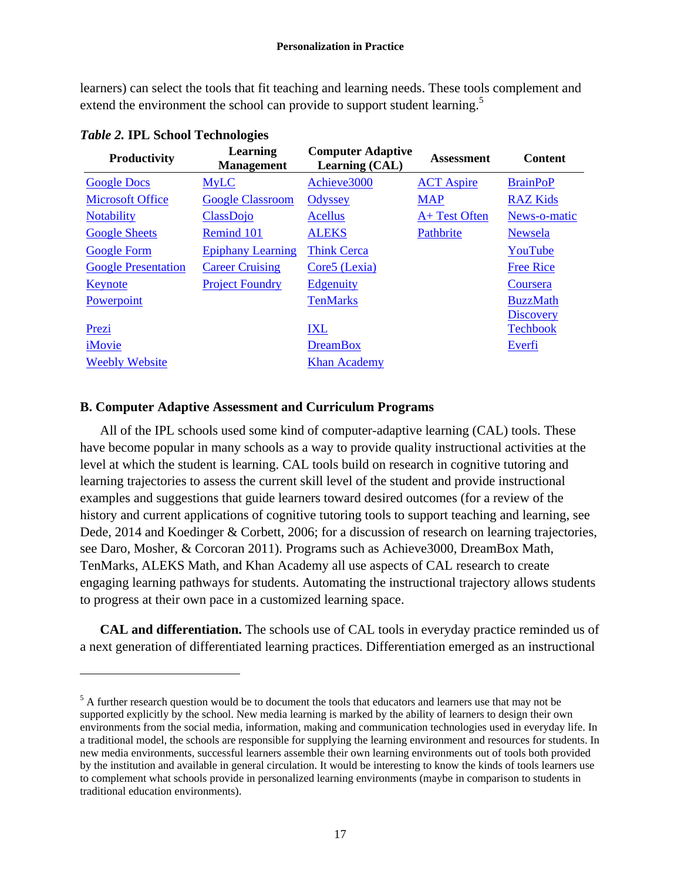learners) can select the tools that fit teaching and learning needs. These tools complement and extend the environment the school can provide to support student learning.[5]

*Table 2.* **IPL School Technologies**

| Productivity | Learning Management | Computer Adaptive Learning (CAL) | Assessment | Content |
|---|---|---|---|---|
| Google Docs | MyLC | Achieve3000 | ACT Aspire | BrainPoP |
| Microsoft Office | Google Classroom | Odyssey | MAP | RAZ Kids |
| Notability | ClassDojo | Acellus | A+ Test Often | News-o-matic |
| Google Sheets | Remind 101 | ALEKS | Pathbrite | Newsela |
| Google Form | Epiphany Learning | Think Cerca | | YouTube |
| Google Presentation | Career Cruising | Core5 (Lexia) | | Free Rice |
| Keynote | Project Foundry | Edgenuity | | Coursera |
| Powerpoint | | TenMarks | | BuzzMath |
| Prezi | | IXL | | Discovery Techbook |
| iMovie | | DreamBox | | Everfi |
| Weebly Website | | Khan Academy | | |

## B. Computer Adaptive Assessment and Curriculum Programs

All of the IPL schools used some kind of computer-adaptive learning (CAL) tools. These have become popular in many schools as a way to provide quality instructional activities at the level at which the student is learning. CAL tools build on research in cognitive tutoring and learning trajectories to assess the current skill level of the student and provide instructional examples and suggestions that guide learners toward desired outcomes (for a review of the history and current applications of cognitive tutoring tools to support teaching and learning, see Dede, 2014 and Koedinger & Corbett, 2006; for a discussion of research on learning trajectories, see Daro, Mosher, & Corcoran 2011). Programs such as Achieve3000, DreamBox Math, TenMarks, ALEKS Math, and Khan Academy all use aspects of CAL research to create engaging learning pathways for students. Automating the instructional trajectory allows students to progress at their own pace in a customized learning space.

**CAL and differentiation.** The schools use of CAL tools in everyday practice reminded us of a next generation of differentiated learning practices. Differentiation emerged as an instructional

---

[5] A further research question would be to document the tools that educators and learners use that may not be supported explicitly by the school. New media learning is marked by the ability of learners to design their own environments from the social media, information, making and communication technologies used in everyday life. In a traditional model, the schools are responsible for supplying the learning environment and resources for students. In new media environments, successful learners assemble their own learning environments out of tools both provided by the institution and available in general circulation. It would be interesting to know the kinds of tools learners use to complement what schools provide in personalized learning environments (maybe in comparison to students in traditional education environments).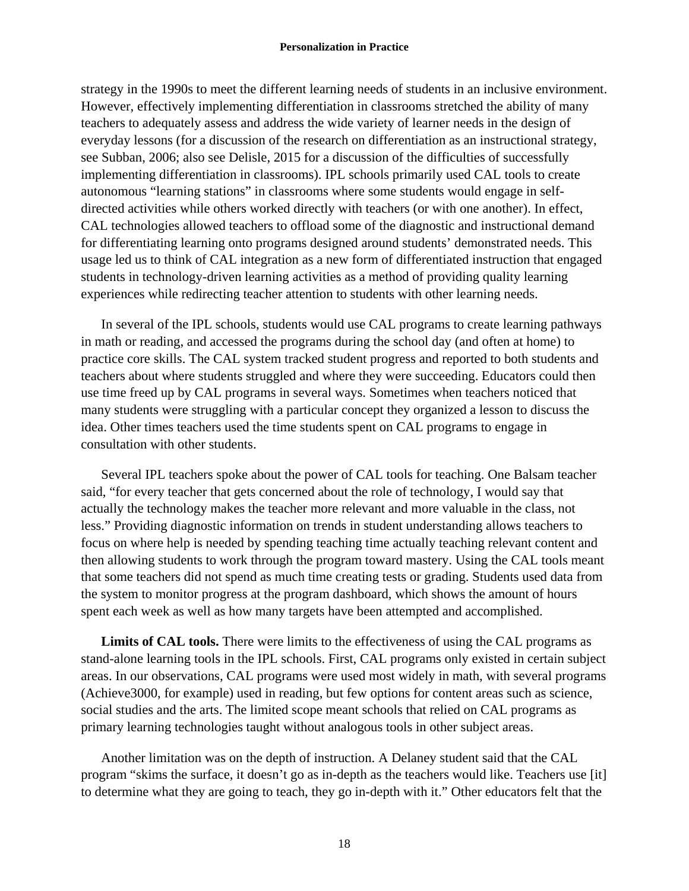strategy in the 1990s to meet the different learning needs of students in an inclusive environment. However, effectively implementing differentiation in classrooms stretched the ability of many teachers to adequately assess and address the wide variety of learner needs in the design of everyday lessons (for a discussion of the research on differentiation as an instructional strategy, see Subban, 2006; also see Delisle, 2015 for a discussion of the difficulties of successfully implementing differentiation in classrooms). IPL schools primarily used CAL tools to create autonomous "learning stations" in classrooms where some students would engage in self-directed activities while others worked directly with teachers (or with one another). In effect, CAL technologies allowed teachers to offload some of the diagnostic and instructional demand for differentiating learning onto programs designed around students' demonstrated needs. This usage led us to think of CAL integration as a new form of differentiated instruction that engaged students in technology-driven learning activities as a method of providing quality learning experiences while redirecting teacher attention to students with other learning needs.

In several of the IPL schools, students would use CAL programs to create learning pathways in math or reading, and accessed the programs during the school day (and often at home) to practice core skills. The CAL system tracked student progress and reported to both students and teachers about where students struggled and where they were succeeding. Educators could then use time freed up by CAL programs in several ways. Sometimes when teachers noticed that many students were struggling with a particular concept they organized a lesson to discuss the idea. Other times teachers used the time students spent on CAL programs to engage in consultation with other students.

Several IPL teachers spoke about the power of CAL tools for teaching. One Balsam teacher said, "for every teacher that gets concerned about the role of technology, I would say that actually the technology makes the teacher more relevant and more valuable in the class, not less." Providing diagnostic information on trends in student understanding allows teachers to focus on where help is needed by spending teaching time actually teaching relevant content and then allowing students to work through the program toward mastery. Using the CAL tools meant that some teachers did not spend as much time creating tests or grading. Students used data from the system to monitor progress at the program dashboard, which shows the amount of hours spent each week as well as how many targets have been attempted and accomplished.

**Limits of CAL tools.** There were limits to the effectiveness of using the CAL programs as stand-alone learning tools in the IPL schools. First, CAL programs only existed in certain subject areas. In our observations, CAL programs were used most widely in math, with several programs (Achieve3000, for example) used in reading, but few options for content areas such as science, social studies and the arts. The limited scope meant schools that relied on CAL programs as primary learning technologies taught without analogous tools in other subject areas.

Another limitation was on the depth of instruction. A Delaney student said that the CAL program "skims the surface, it doesn't go as in-depth as the teachers would like. Teachers use [it] to determine what they are going to teach, they go in-depth with it." Other educators felt that the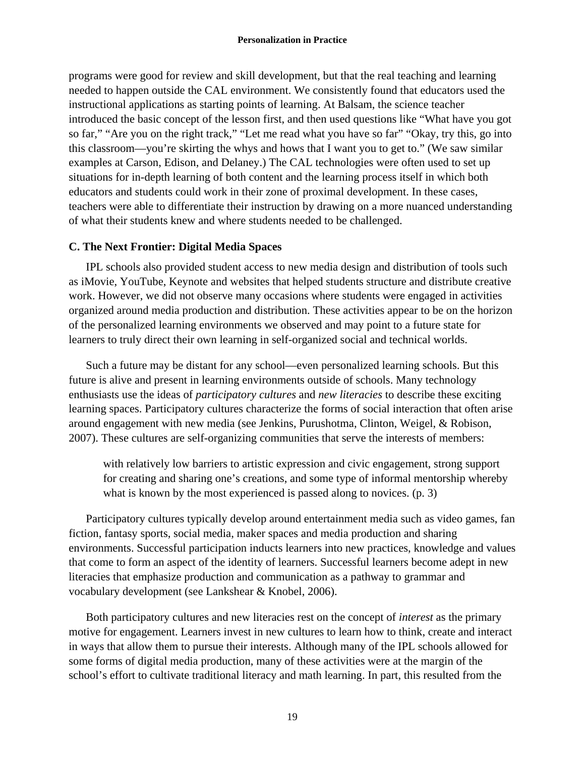programs were good for review and skill development, but that the real teaching and learning needed to happen outside the CAL environment. We consistently found that educators used the instructional applications as starting points of learning. At Balsam, the science teacher introduced the basic concept of the lesson first, and then used questions like "What have you got so far," "Are you on the right track," "Let me read what you have so far" "Okay, try this, go into this classroom—you're skirting the whys and hows that I want you to get to." (We saw similar examples at Carson, Edison, and Delaney.) The CAL technologies were often used to set up situations for in-depth learning of both content and the learning process itself in which both educators and students could work in their zone of proximal development. In these cases, teachers were able to differentiate their instruction by drawing on a more nuanced understanding of what their students knew and where students needed to be challenged.

### C. The Next Frontier: Digital Media Spaces

IPL schools also provided student access to new media design and distribution of tools such as iMovie, YouTube, Keynote and websites that helped students structure and distribute creative work. However, we did not observe many occasions where students were engaged in activities organized around media production and distribution. These activities appear to be on the horizon of the personalized learning environments we observed and may point to a future state for learners to truly direct their own learning in self-organized social and technical worlds.

Such a future may be distant for any school—even personalized learning schools. But this future is alive and present in learning environments outside of schools. Many technology enthusiasts use the ideas of *participatory cultures* and *new literacies* to describe these exciting learning spaces. Participatory cultures characterize the forms of social interaction that often arise around engagement with new media (see Jenkins, Purushotma, Clinton, Weigel, & Robison, 2007). These cultures are self-organizing communities that serve the interests of members:

> with relatively low barriers to artistic expression and civic engagement, strong support for creating and sharing one's creations, and some type of informal mentorship whereby what is known by the most experienced is passed along to novices. (p. 3)

Participatory cultures typically develop around entertainment media such as video games, fan fiction, fantasy sports, social media, maker spaces and media production and sharing environments. Successful participation inducts learners into new practices, knowledge and values that come to form an aspect of the identity of learners. Successful learners become adept in new literacies that emphasize production and communication as a pathway to grammar and vocabulary development (see Lankshear & Knobel, 2006).

Both participatory cultures and new literacies rest on the concept of *interest* as the primary motive for engagement. Learners invest in new cultures to learn how to think, create and interact in ways that allow them to pursue their interests. Although many of the IPL schools allowed for some forms of digital media production, many of these activities were at the margin of the school's effort to cultivate traditional literacy and math learning. In part, this resulted from the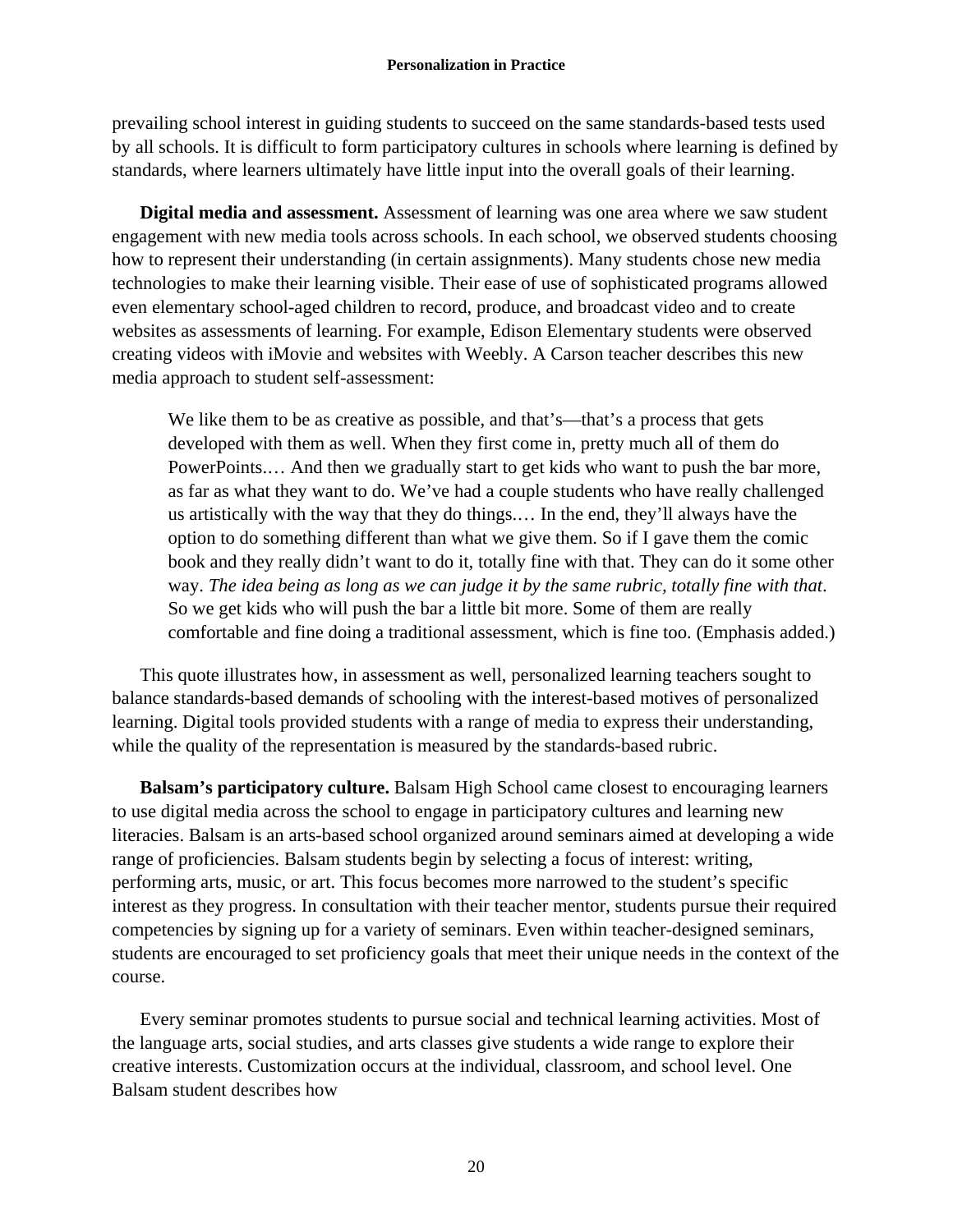prevailing school interest in guiding students to succeed on the same standards-based tests used by all schools. It is difficult to form participatory cultures in schools where learning is defined by standards, where learners ultimately have little input into the overall goals of their learning.

**Digital media and assessment.** Assessment of learning was one area where we saw student engagement with new media tools across schools. In each school, we observed students choosing how to represent their understanding (in certain assignments). Many students chose new media technologies to make their learning visible. Their ease of use of sophisticated programs allowed even elementary school-aged children to record, produce, and broadcast video and to create websites as assessments of learning. For example, Edison Elementary students were observed creating videos with iMovie and websites with Weebly. A Carson teacher describes this new media approach to student self-assessment:

> We like them to be as creative as possible, and that's—that's a process that gets developed with them as well. When they first come in, pretty much all of them do PowerPoints.… And then we gradually start to get kids who want to push the bar more, as far as what they want to do. We've had a couple students who have really challenged us artistically with the way that they do things.… In the end, they'll always have the option to do something different than what we give them. So if I gave them the comic book and they really didn't want to do it, totally fine with that. They can do it some other way. *The idea being as long as we can judge it by the same rubric, totally fine with that*. So we get kids who will push the bar a little bit more. Some of them are really comfortable and fine doing a traditional assessment, which is fine too. (Emphasis added.)

This quote illustrates how, in assessment as well, personalized learning teachers sought to balance standards-based demands of schooling with the interest-based motives of personalized learning. Digital tools provided students with a range of media to express their understanding, while the quality of the representation is measured by the standards-based rubric.

**Balsam's participatory culture.** Balsam High School came closest to encouraging learners to use digital media across the school to engage in participatory cultures and learning new literacies. Balsam is an arts-based school organized around seminars aimed at developing a wide range of proficiencies. Balsam students begin by selecting a focus of interest: writing, performing arts, music, or art. This focus becomes more narrowed to the student's specific interest as they progress. In consultation with their teacher mentor, students pursue their required competencies by signing up for a variety of seminars. Even within teacher-designed seminars, students are encouraged to set proficiency goals that meet their unique needs in the context of the course.

Every seminar promotes students to pursue social and technical learning activities. Most of the language arts, social studies, and arts classes give students a wide range to explore their creative interests. Customization occurs at the individual, classroom, and school level. One Balsam student describes how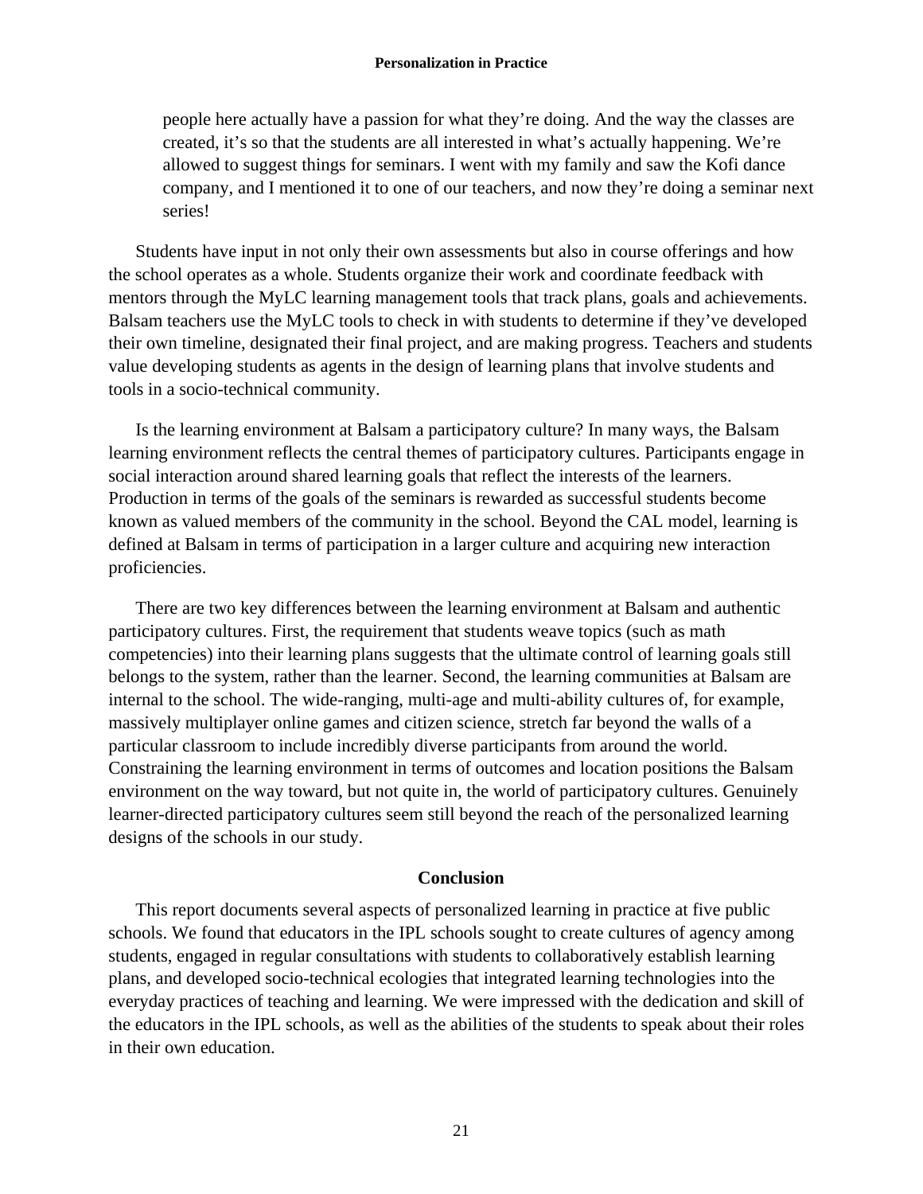> people here actually have a passion for what they're doing. And the way the classes are created, it's so that the students are all interested in what's actually happening. We're allowed to suggest things for seminars. I went with my family and saw the Kofi dance company, and I mentioned it to one of our teachers, and now they're doing a seminar next series!

Students have input in not only their own assessments but also in course offerings and how the school operates as a whole. Students organize their work and coordinate feedback with mentors through the MyLC learning management tools that track plans, goals and achievements. Balsam teachers use the MyLC tools to check in with students to determine if they've developed their own timeline, designated their final project, and are making progress. Teachers and students value developing students as agents in the design of learning plans that involve students and tools in a socio-technical community.

Is the learning environment at Balsam a participatory culture? In many ways, the Balsam learning environment reflects the central themes of participatory cultures. Participants engage in social interaction around shared learning goals that reflect the interests of the learners. Production in terms of the goals of the seminars is rewarded as successful students become known as valued members of the community in the school. Beyond the CAL model, learning is defined at Balsam in terms of participation in a larger culture and acquiring new interaction proficiencies.

There are two key differences between the learning environment at Balsam and authentic participatory cultures. First, the requirement that students weave topics (such as math competencies) into their learning plans suggests that the ultimate control of learning goals still belongs to the system, rather than the learner. Second, the learning communities at Balsam are internal to the school. The wide-ranging, multi-age and multi-ability cultures of, for example, massively multiplayer online games and citizen science, stretch far beyond the walls of a particular classroom to include incredibly diverse participants from around the world. Constraining the learning environment in terms of outcomes and location positions the Balsam environment on the way toward, but not quite in, the world of participatory cultures. Genuinely learner-directed participatory cultures seem still beyond the reach of the personalized learning designs of the schools in our study.

## Conclusion

This report documents several aspects of personalized learning in practice at five public schools. We found that educators in the IPL schools sought to create cultures of agency among students, engaged in regular consultations with students to collaboratively establish learning plans, and developed socio-technical ecologies that integrated learning technologies into the everyday practices of teaching and learning. We were impressed with the dedication and skill of the educators in the IPL schools, as well as the abilities of the students to speak about their roles in their own education.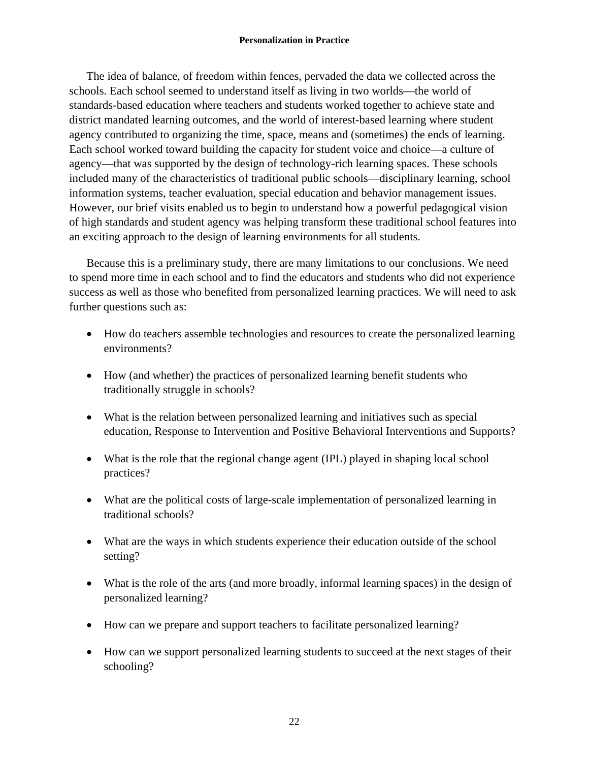The idea of balance, of freedom within fences, pervaded the data we collected across the schools. Each school seemed to understand itself as living in two worlds—the world of standards-based education where teachers and students worked together to achieve state and district mandated learning outcomes, and the world of interest-based learning where student agency contributed to organizing the time, space, means and (sometimes) the ends of learning. Each school worked toward building the capacity for student voice and choice—a culture of agency—that was supported by the design of technology-rich learning spaces. These schools included many of the characteristics of traditional public schools—disciplinary learning, school information systems, teacher evaluation, special education and behavior management issues. However, our brief visits enabled us to begin to understand how a powerful pedagogical vision of high standards and student agency was helping transform these traditional school features into an exciting approach to the design of learning environments for all students.

Because this is a preliminary study, there are many limitations to our conclusions. We need to spend more time in each school and to find the educators and students who did not experience success as well as those who benefited from personalized learning practices. We will need to ask further questions such as:

- How do teachers assemble technologies and resources to create the personalized learning environments?
- How (and whether) the practices of personalized learning benefit students who traditionally struggle in schools?
- What is the relation between personalized learning and initiatives such as special education, Response to Intervention and Positive Behavioral Interventions and Supports?
- What is the role that the regional change agent (IPL) played in shaping local school practices?
- What are the political costs of large-scale implementation of personalized learning in traditional schools?
- What are the ways in which students experience their education outside of the school setting?
- What is the role of the arts (and more broadly, informal learning spaces) in the design of personalized learning?
- How can we prepare and support teachers to facilitate personalized learning?
- How can we support personalized learning students to succeed at the next stages of their schooling?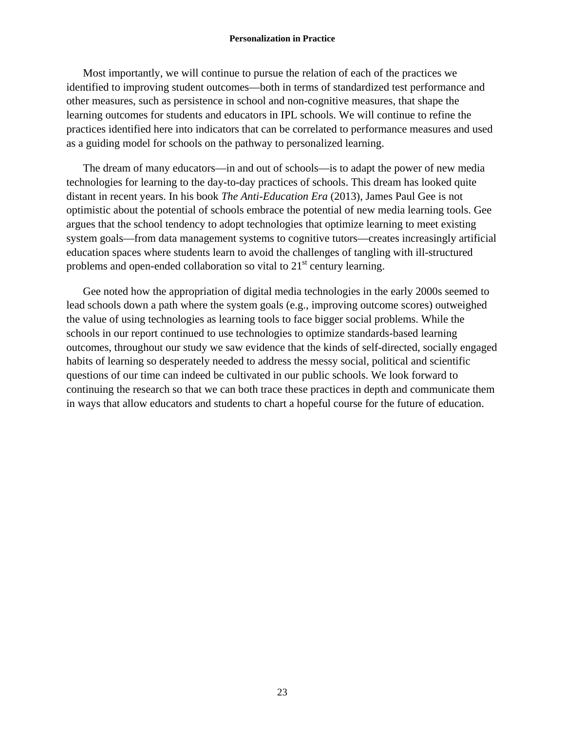Most importantly, we will continue to pursue the relation of each of the practices we identified to improving student outcomes—both in terms of standardized test performance and other measures, such as persistence in school and non-cognitive measures, that shape the learning outcomes for students and educators in IPL schools. We will continue to refine the practices identified here into indicators that can be correlated to performance measures and used as a guiding model for schools on the pathway to personalized learning.

The dream of many educators—in and out of schools—is to adapt the power of new media technologies for learning to the day-to-day practices of schools. This dream has looked quite distant in recent years. In his book *The Anti-Education Era* (2013), James Paul Gee is not optimistic about the potential of schools embrace the potential of new media learning tools. Gee argues that the school tendency to adopt technologies that optimize learning to meet existing system goals—from data management systems to cognitive tutors—creates increasingly artificial education spaces where students learn to avoid the challenges of tangling with ill-structured problems and open-ended collaboration so vital to 21st century learning.

Gee noted how the appropriation of digital media technologies in the early 2000s seemed to lead schools down a path where the system goals (e.g., improving outcome scores) outweighed the value of using technologies as learning tools to face bigger social problems. While the schools in our report continued to use technologies to optimize standards-based learning outcomes, throughout our study we saw evidence that the kinds of self-directed, socially engaged habits of learning so desperately needed to address the messy social, political and scientific questions of our time can indeed be cultivated in our public schools. We look forward to continuing the research so that we can both trace these practices in depth and communicate them in ways that allow educators and students to chart a hopeful course for the future of education.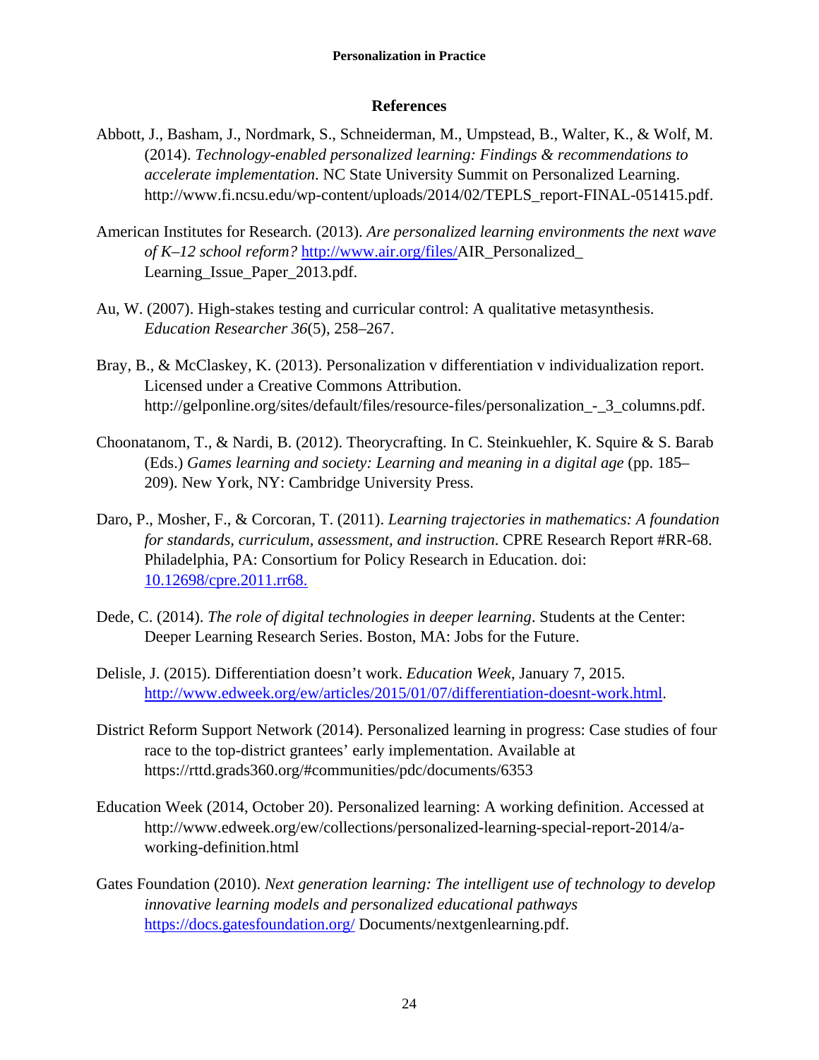## References

Abbott, J., Basham, J., Nordmark, S., Schneiderman, M., Umpstead, B., Walter, K., & Wolf, M. (2014). *Technology-enabled personalized learning: Findings & recommendations to accelerate implementation*. NC State University Summit on Personalized Learning. http://www.fi.ncsu.edu/wp-content/uploads/2014/02/TEPLS_report-FINAL-051415.pdf.

American Institutes for Research. (2013). *Are personalized learning environments the next wave of K–12 school reform?* http://www.air.org/files/AIR_Personalized_ Learning_Issue_Paper_2013.pdf.

Au, W. (2007). High-stakes testing and curricular control: A qualitative metasynthesis. *Education Researcher 36*(5), 258–267.

Bray, B., & McClaskey, K. (2013). Personalization v differentiation v individualization report. Licensed under a Creative Commons Attribution. http://gelponline.org/sites/default/files/resource-files/personalization_-_3_columns.pdf.

Choonatanom, T., & Nardi, B. (2012). Theorycrafting. In C. Steinkuehler, K. Squire & S. Barab (Eds.) *Games learning and society: Learning and meaning in a digital age* (pp. 185–209). New York, NY: Cambridge University Press.

Daro, P., Mosher, F., & Corcoran, T. (2011). *Learning trajectories in mathematics: A foundation for standards, curriculum, assessment, and instruction*. CPRE Research Report #RR-68. Philadelphia, PA: Consortium for Policy Research in Education. doi: 10.12698/cpre.2011.rr68.

Dede, C. (2014). *The role of digital technologies in deeper learning*. Students at the Center: Deeper Learning Research Series. Boston, MA: Jobs for the Future.

Delisle, J. (2015). Differentiation doesn't work. *Education Week*, January 7, 2015. http://www.edweek.org/ew/articles/2015/01/07/differentiation-doesnt-work.html.

District Reform Support Network (2014). Personalized learning in progress: Case studies of four race to the top-district grantees' early implementation. Available at https://rttd.grads360.org/#communities/pdc/documents/6353

Education Week (2014, October 20). Personalized learning: A working definition. Accessed at http://www.edweek.org/ew/collections/personalized-learning-special-report-2014/a-working-definition.html

Gates Foundation (2010). *Next generation learning: The intelligent use of technology to develop innovative learning models and personalized educational pathways* https://docs.gatesfoundation.org/ Documents/nextgenlearning.pdf.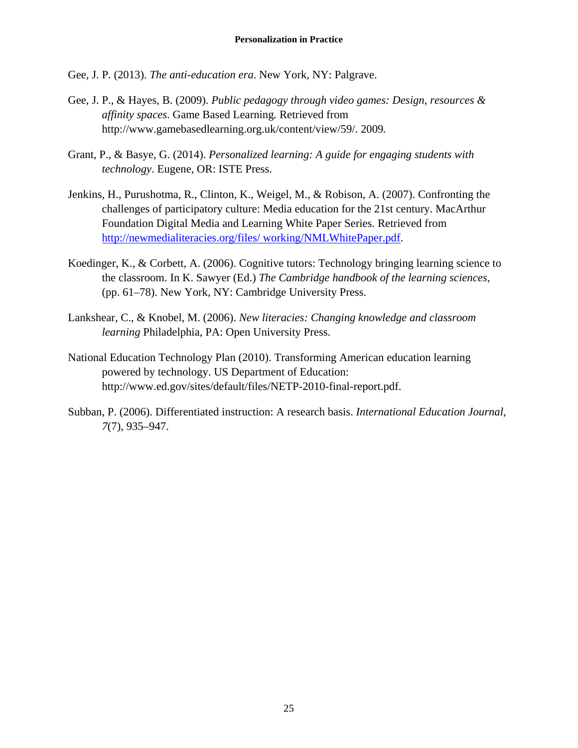Gee, J. P. (2013). *The anti-education era*. New York, NY: Palgrave.

Gee, J. P., & Hayes, B. (2009). *Public pedagogy through video games: Design, resources & affinity spaces*. Game Based Learning. Retrieved from http://www.gamebasedlearning.org.uk/content/view/59/. 2009.

Grant, P., & Basye, G. (2014). *Personalized learning: A guide for engaging students with technology*. Eugene, OR: ISTE Press.

Jenkins, H., Purushotma, R., Clinton, K., Weigel, M., & Robison, A. (2007). Confronting the challenges of participatory culture: Media education for the 21st century. MacArthur Foundation Digital Media and Learning White Paper Series. Retrieved from http://newmedialiteracies.org/files/ working/NMLWhitePaper.pdf.

Koedinger, K., & Corbett, A. (2006). Cognitive tutors: Technology bringing learning science to the classroom. In K. Sawyer (Ed.) *The Cambridge handbook of the learning sciences*, (pp. 61–78). New York, NY: Cambridge University Press.

Lankshear, C., & Knobel, M. (2006). *New literacies: Changing knowledge and classroom learning* Philadelphia, PA: Open University Press.

National Education Technology Plan (2010). Transforming American education learning powered by technology. US Department of Education: http://www.ed.gov/sites/default/files/NETP-2010-final-report.pdf.

Subban, P. (2006). Differentiated instruction: A research basis. *International Education Journal*, *7*(7), 935–947.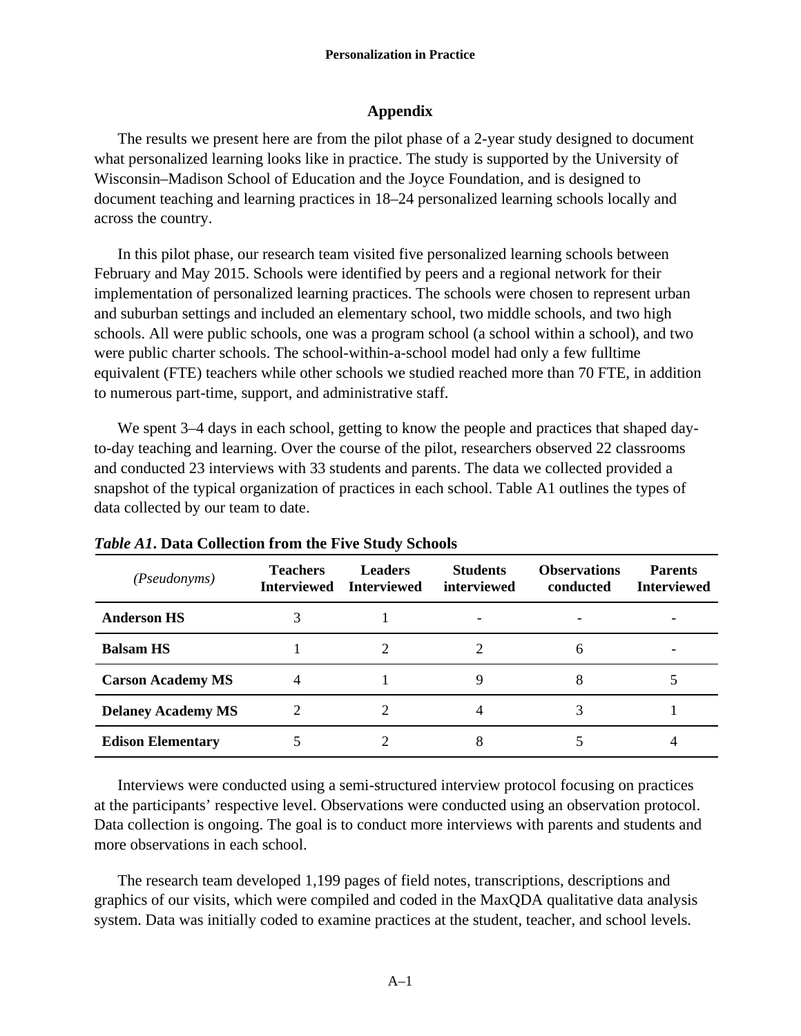## Appendix

The results we present here are from the pilot phase of a 2-year study designed to document what personalized learning looks like in practice. The study is supported by the University of Wisconsin–Madison School of Education and the Joyce Foundation, and is designed to document teaching and learning practices in 18–24 personalized learning schools locally and across the country.

In this pilot phase, our research team visited five personalized learning schools between February and May 2015. Schools were identified by peers and a regional network for their implementation of personalized learning practices. The schools were chosen to represent urban and suburban settings and included an elementary school, two middle schools, and two high schools. All were public schools, one was a program school (a school within a school), and two were public charter schools. The school-within-a-school model had only a few fulltime equivalent (FTE) teachers while other schools we studied reached more than 70 FTE, in addition to numerous part-time, support, and administrative staff.

We spent 3–4 days in each school, getting to know the people and practices that shaped day-to-day teaching and learning. Over the course of the pilot, researchers observed 22 classrooms and conducted 23 interviews with 33 students and parents. The data we collected provided a snapshot of the typical organization of practices in each school. Table A1 outlines the types of data collected by our team to date.

***Table A1*. Data Collection from the Five Study Schools**

| *(Pseudonyms)* | Teachers Interviewed | Leaders Interviewed | Students interviewed | Observations conducted | Parents Interviewed |
|---|---|---|---|---|---|
| **Anderson HS** | 3 | 1 | - | - | - |
| **Balsam HS** | 1 | 2 | 2 | 6 | - |
| **Carson Academy MS** | 4 | 1 | 9 | 8 | 5 |
| **Delaney Academy MS** | 2 | 2 | 4 | 3 | 1 |
| **Edison Elementary** | 5 | 2 | 8 | 5 | 4 |

Interviews were conducted using a semi-structured interview protocol focusing on practices at the participants' respective level. Observations were conducted using an observation protocol. Data collection is ongoing. The goal is to conduct more interviews with parents and students and more observations in each school.

The research team developed 1,199 pages of field notes, transcriptions, descriptions and graphics of our visits, which were compiled and coded in the MaxQDA qualitative data analysis system. Data was initially coded to examine practices at the student, teacher, and school levels.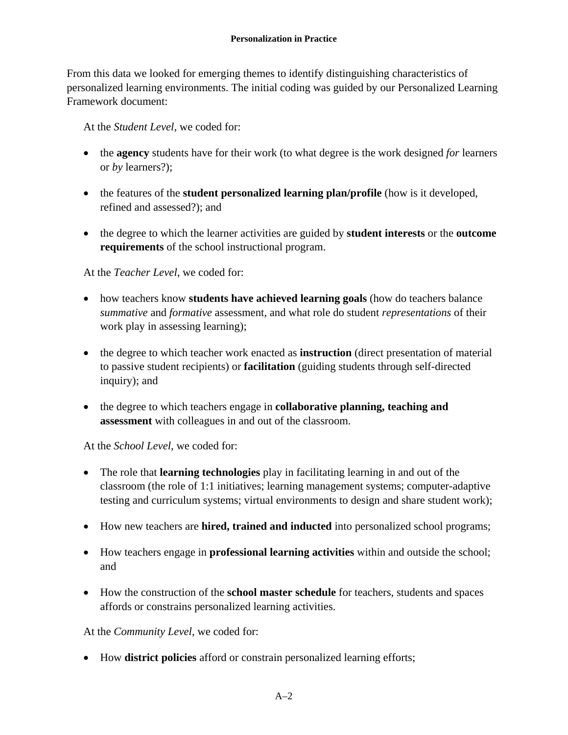From this data we looked for emerging themes to identify distinguishing characteristics of personalized learning environments. The initial coding was guided by our Personalized Learning Framework document:

At the *Student Level,* we coded for:

- the **agency** students have for their work (to what degree is the work designed *for* learners or *by* learners?);
- the features of the **student personalized learning plan/profile** (how is it developed, refined and assessed?); and
- the degree to which the learner activities are guided by **student interests** or the **outcome requirements** of the school instructional program.

At the *Teacher Level*, we coded for:

- how teachers know **students have achieved learning goals** (how do teachers balance *summative* and *formative* assessment, and what role do student *representations* of their work play in assessing learning);
- the degree to which teacher work enacted as **instruction** (direct presentation of material to passive student recipients) or **facilitation** (guiding students through self-directed inquiry); and
- the degree to which teachers engage in **collaborative planning, teaching and assessment** with colleagues in and out of the classroom.

At the *School Level*, we coded for:

- The role that **learning technologies** play in facilitating learning in and out of the classroom (the role of 1:1 initiatives; learning management systems; computer-adaptive testing and curriculum systems; virtual environments to design and share student work);
- How new teachers are **hired, trained and inducted** into personalized school programs;
- How teachers engage in **professional learning activities** within and outside the school; and
- How the construction of the **school master schedule** for teachers, students and spaces affords or constrains personalized learning activities.

At the *Community Level*, we coded for:

- How **district policies** afford or constrain personalized learning efforts;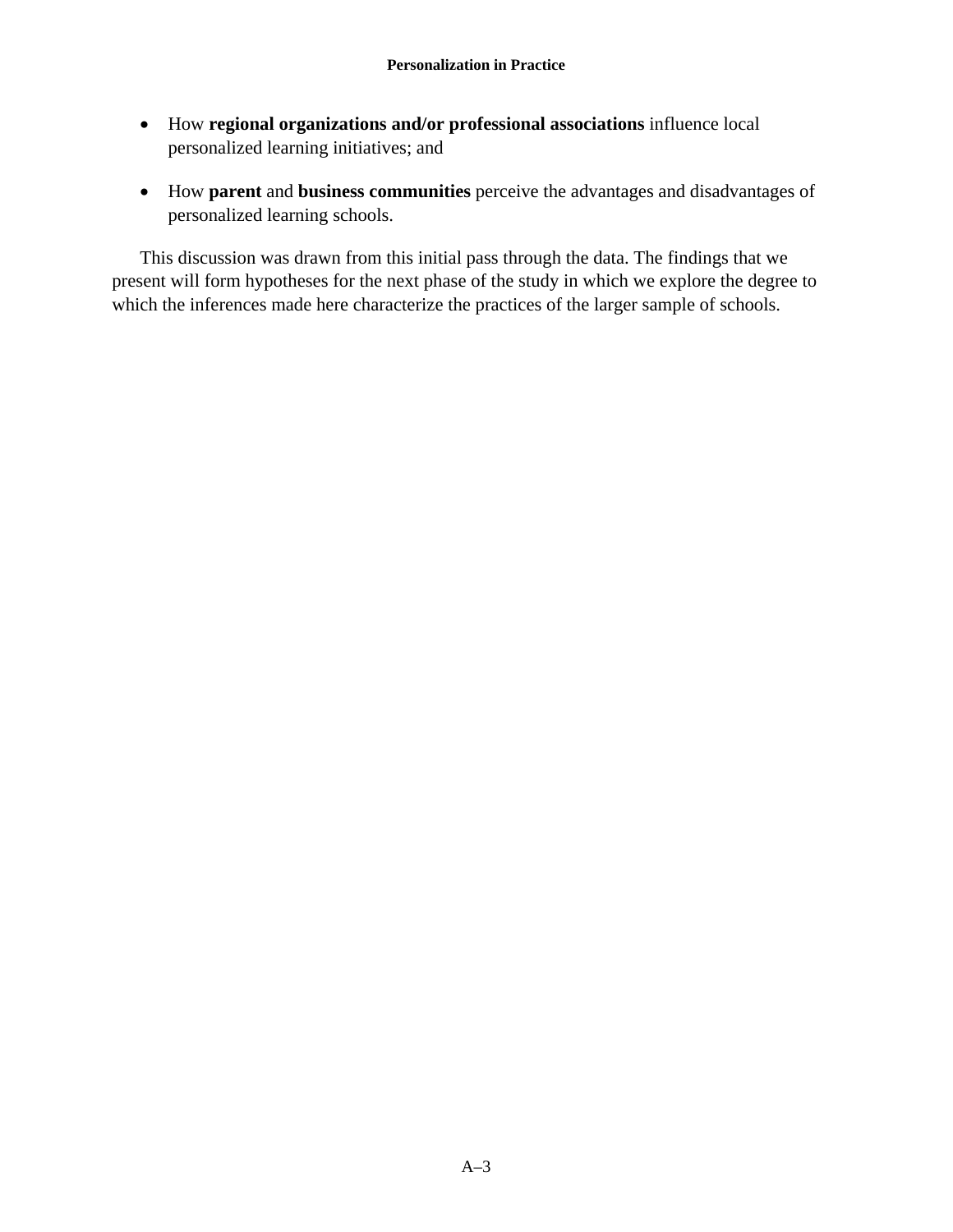- How **regional organizations and/or professional associations** influence local personalized learning initiatives; and

- How **parent** and **business communities** perceive the advantages and disadvantages of personalized learning schools.

This discussion was drawn from this initial pass through the data. The findings that we present will form hypotheses for the next phase of the study in which we explore the degree to which the inferences made here characterize the practices of the larger sample of schools.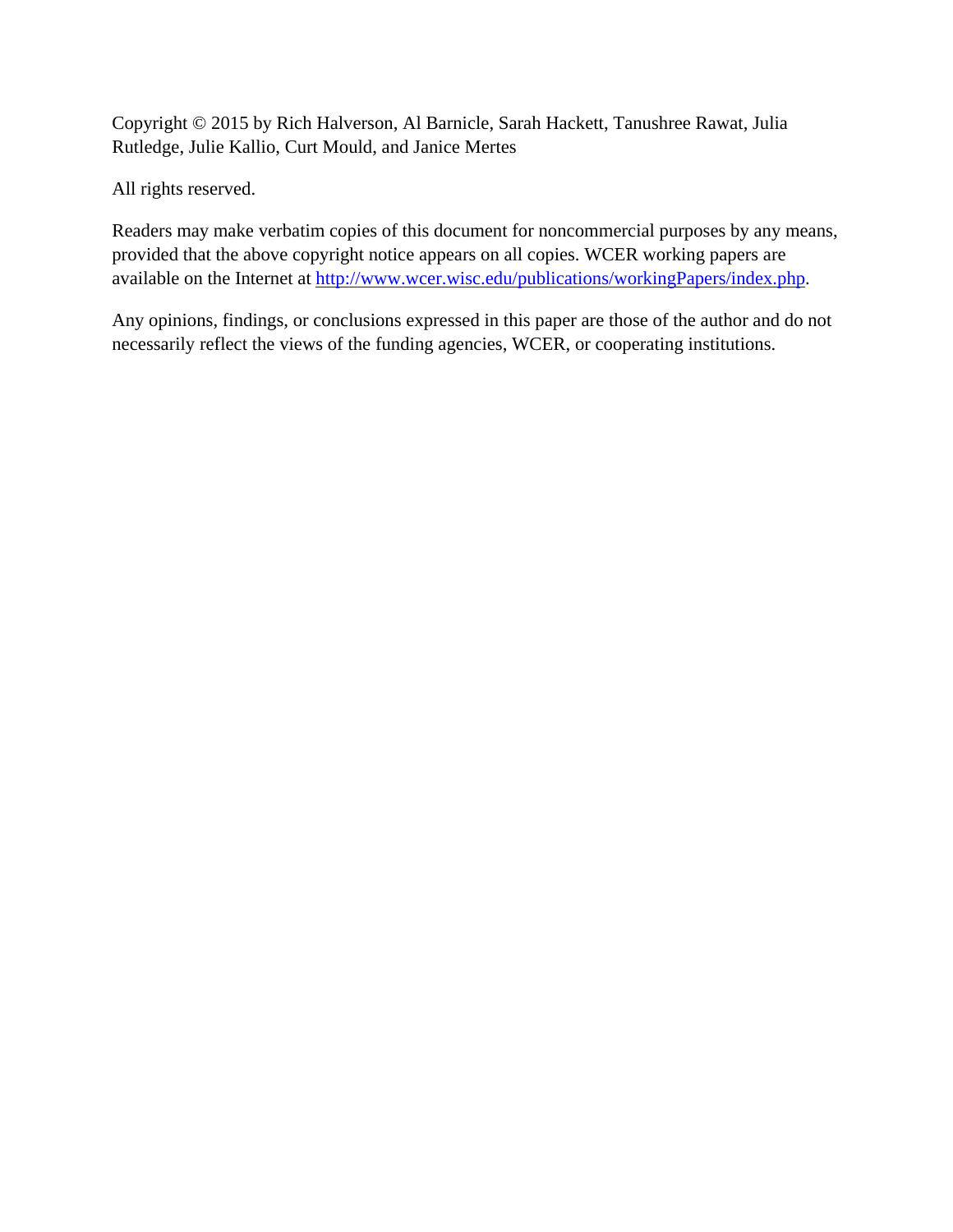Copyright © 2015 by Rich Halverson, Al Barnicle, Sarah Hackett, Tanushree Rawat, Julia Rutledge, Julie Kallio, Curt Mould, and Janice Mertes

All rights reserved.

Readers may make verbatim copies of this document for noncommercial purposes by any means, provided that the above copyright notice appears on all copies. WCER working papers are available on the Internet at [http://www.wcer.wisc.edu/publications/workingPapers/index.php](http://www.wcer.wisc.edu/publications/workingPapers/index.php).

Any opinions, findings, or conclusions expressed in this paper are those of the author and do not necessarily reflect the views of the funding agencies, WCER, or cooperating institutions.